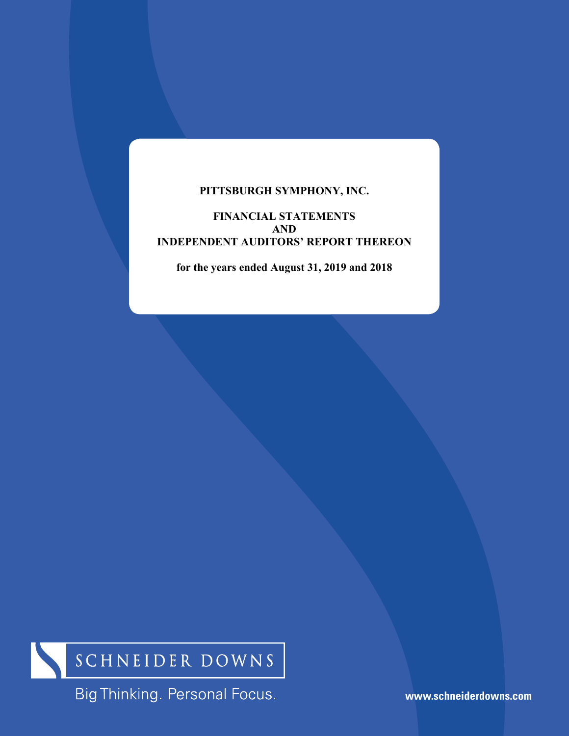# PITTSBURGH SYMPHONY, INC.

## FINANCIAL STATEMENTS
## AND
## INDEPENDENT AUDITORS' REPORT THEREON

**for the years ended August 31, 2019 and 2018**

SCHNEIDER DOWNS

Big Thinking. Personal Focus.

www.schneiderdowns.com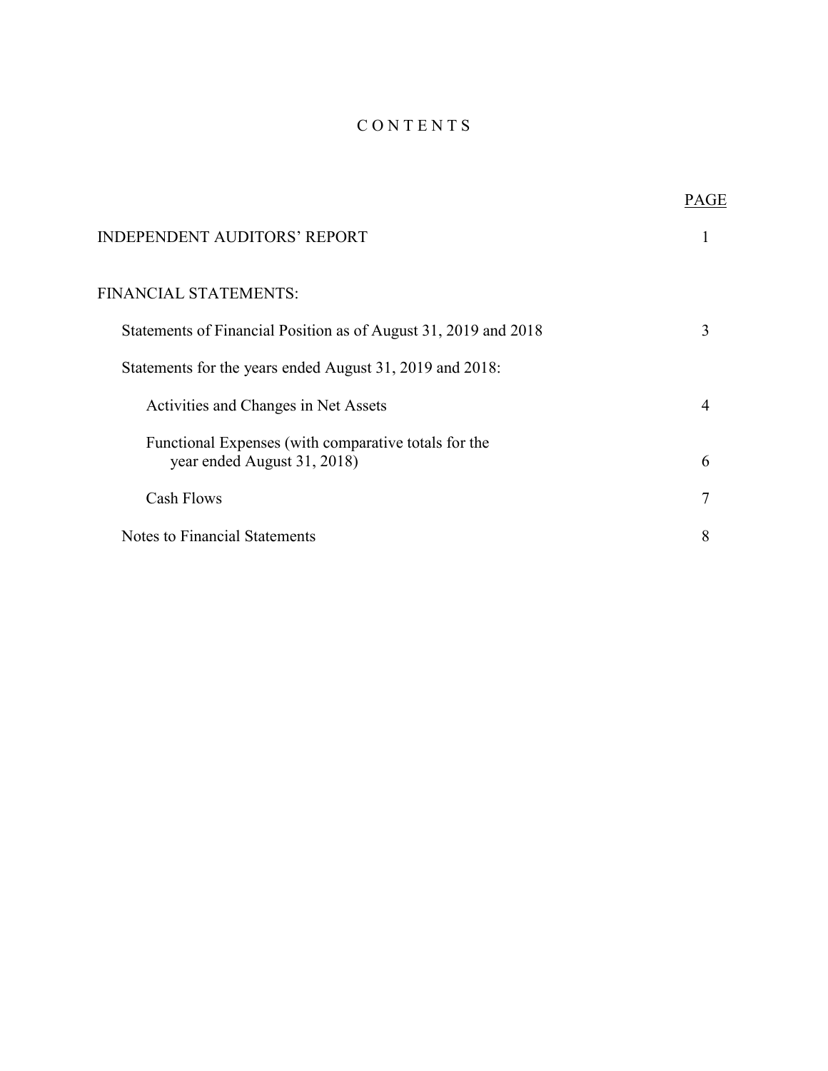# C O N T E N T S

| | PAGE |
|---|---|
| INDEPENDENT AUDITORS' REPORT | 1 |
| FINANCIAL STATEMENTS: | |
| Statements of Financial Position as of August 31, 2019 and 2018 | 3 |
| Statements for the years ended August 31, 2019 and 2018: | |
| Activities and Changes in Net Assets | 4 |
| Functional Expenses (with comparative totals for the year ended August 31, 2018) | 6 |
| Cash Flows | 7 |
| Notes to Financial Statements | 8 |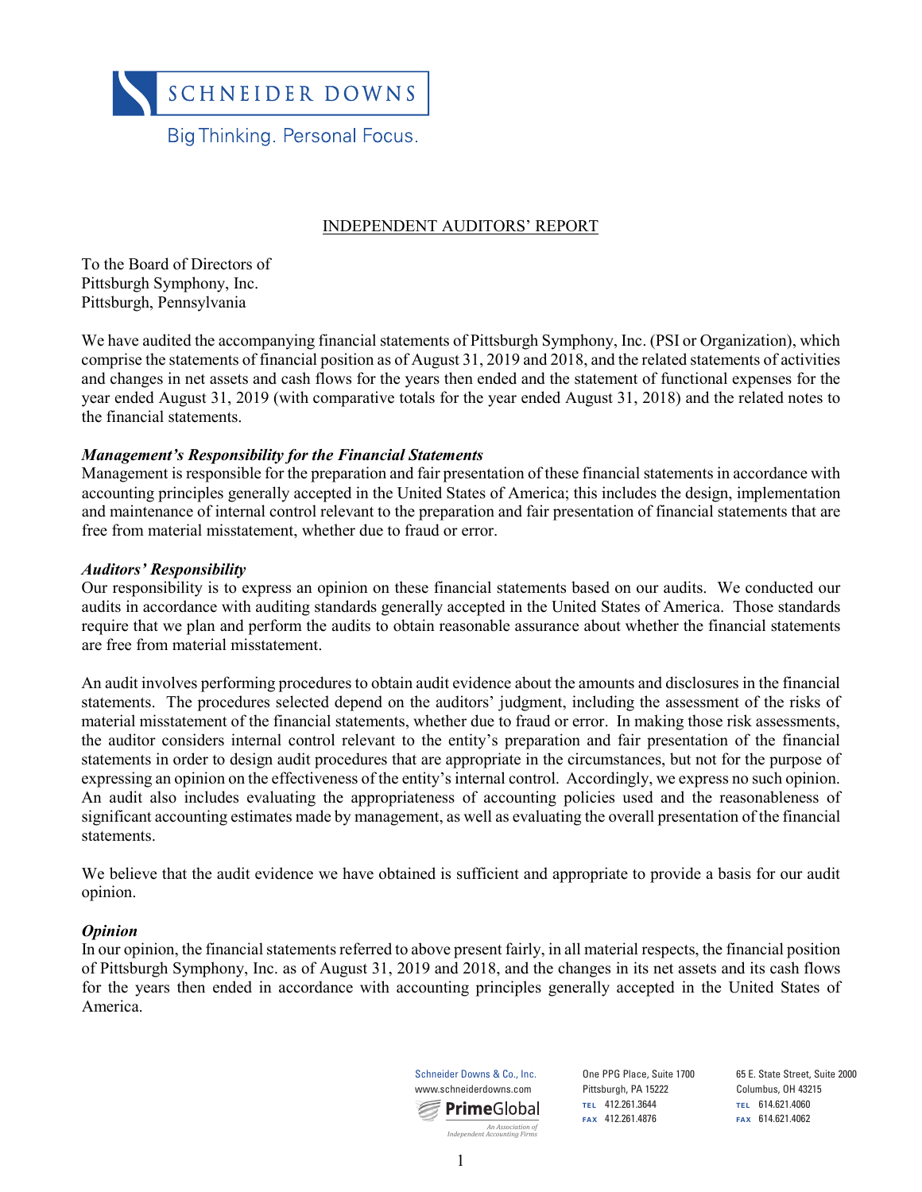SCHNEIDER DOWNS

Big Thinking. Personal Focus.

## INDEPENDENT AUDITORS' REPORT

To the Board of Directors of
Pittsburgh Symphony, Inc.
Pittsburgh, Pennsylvania

We have audited the accompanying financial statements of Pittsburgh Symphony, Inc. (PSI or Organization), which comprise the statements of financial position as of August 31, 2019 and 2018, and the related statements of activities and changes in net assets and cash flows for the years then ended and the statement of functional expenses for the year ended August 31, 2019 (with comparative totals for the year ended August 31, 2018) and the related notes to the financial statements.

***Management's Responsibility for the Financial Statements***

Management is responsible for the preparation and fair presentation of these financial statements in accordance with accounting principles generally accepted in the United States of America; this includes the design, implementation and maintenance of internal control relevant to the preparation and fair presentation of financial statements that are free from material misstatement, whether due to fraud or error.

***Auditors' Responsibility***

Our responsibility is to express an opinion on these financial statements based on our audits. We conducted our audits in accordance with auditing standards generally accepted in the United States of America. Those standards require that we plan and perform the audits to obtain reasonable assurance about whether the financial statements are free from material misstatement.

An audit involves performing procedures to obtain audit evidence about the amounts and disclosures in the financial statements. The procedures selected depend on the auditors' judgment, including the assessment of the risks of material misstatement of the financial statements, whether due to fraud or error. In making those risk assessments, the auditor considers internal control relevant to the entity's preparation and fair presentation of the financial statements in order to design audit procedures that are appropriate in the circumstances, but not for the purpose of expressing an opinion on the effectiveness of the entity's internal control. Accordingly, we express no such opinion. An audit also includes evaluating the appropriateness of accounting policies used and the reasonableness of significant accounting estimates made by management, as well as evaluating the overall presentation of the financial statements.

We believe that the audit evidence we have obtained is sufficient and appropriate to provide a basis for our audit opinion.

***Opinion***

In our opinion, the financial statements referred to above present fairly, in all material respects, the financial position of Pittsburgh Symphony, Inc. as of August 31, 2019 and 2018, and the changes in its net assets and its cash flows for the years then ended in accordance with accounting principles generally accepted in the United States of America.

Schneider Downs & Co., Inc.
www.schneiderdowns.com
PrimeGlobal — An Association of Independent Accounting Firms

One PPG Place, Suite 1700
Pittsburgh, PA 15222
TEL 412.261.3644
FAX 412.261.4876

65 E. State Street, Suite 2000
Columbus, OH 43215
TEL 614.621.4060
FAX 614.621.4062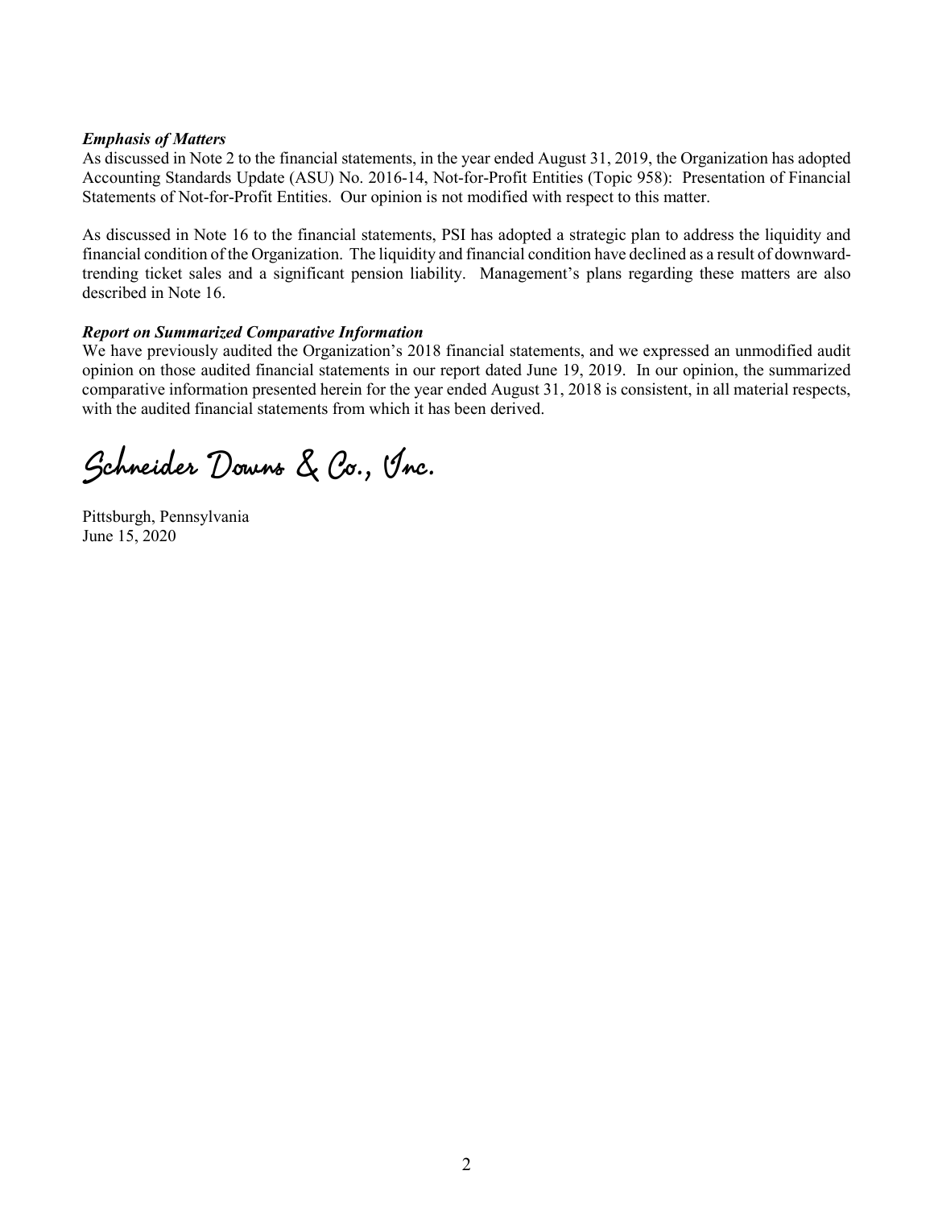***Emphasis of Matters***

As discussed in Note 2 to the financial statements, in the year ended August 31, 2019, the Organization has adopted Accounting Standards Update (ASU) No. 2016-14, Not-for-Profit Entities (Topic 958): Presentation of Financial Statements of Not-for-Profit Entities. Our opinion is not modified with respect to this matter.

As discussed in Note 16 to the financial statements, PSI has adopted a strategic plan to address the liquidity and financial condition of the Organization. The liquidity and financial condition have declined as a result of downward-trending ticket sales and a significant pension liability. Management's plans regarding these matters are also described in Note 16.

***Report on Summarized Comparative Information***

We have previously audited the Organization's 2018 financial statements, and we expressed an unmodified audit opinion on those audited financial statements in our report dated June 19, 2019. In our opinion, the summarized comparative information presented herein for the year ended August 31, 2018 is consistent, in all material respects, with the audited financial statements from which it has been derived.

Schneider Downs & Co., Inc.

Pittsburgh, Pennsylvania
June 15, 2020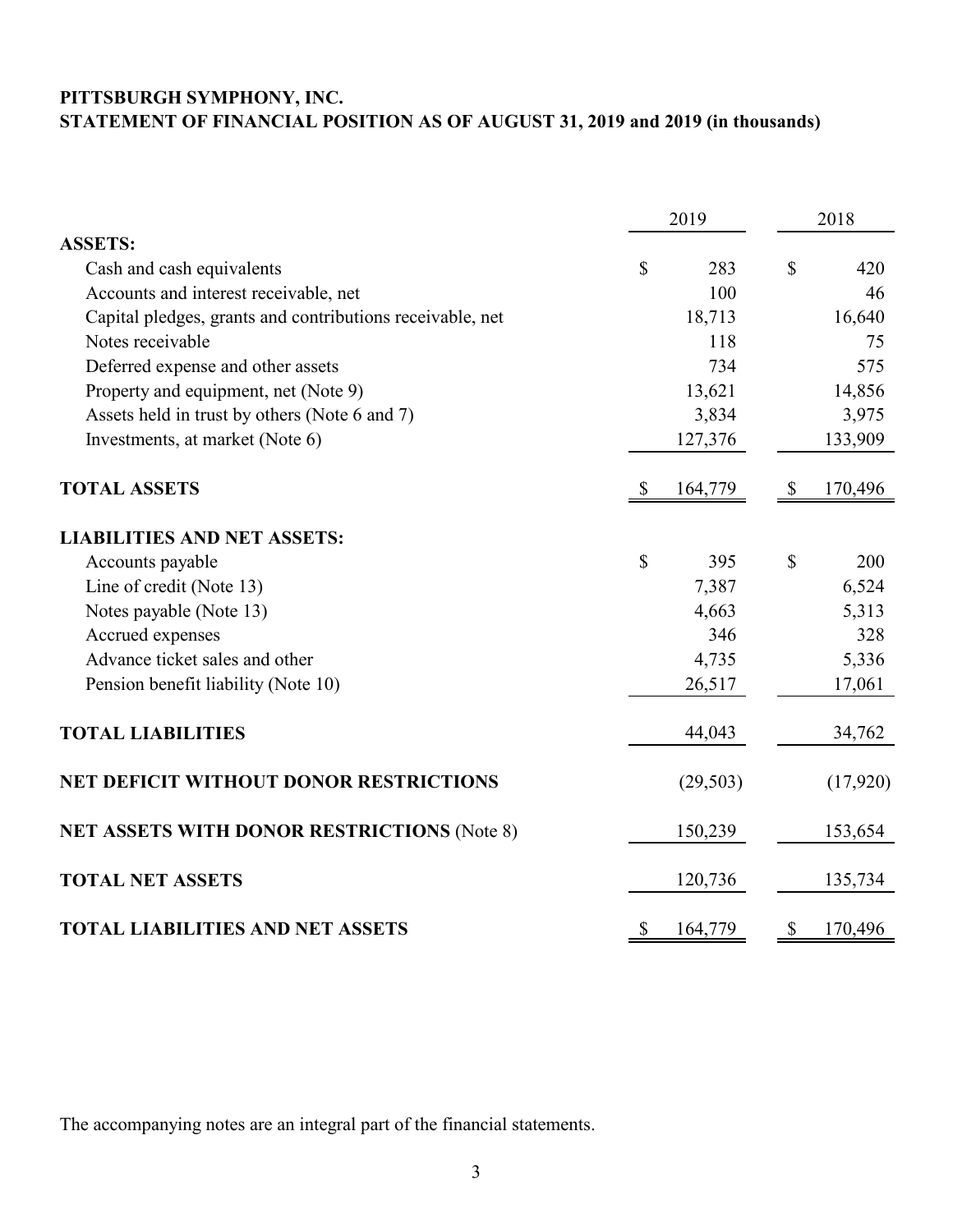**PITTSBURGH SYMPHONY, INC.**
**STATEMENT OF FINANCIAL POSITION AS OF AUGUST 31, 2019 and 2019 (in thousands)**

| | 2019 | 2018 |
|---|---|---|
| **ASSETS:** | | |
| Cash and cash equivalents | $ 283 | $ 420 |
| Accounts and interest receivable, net | 100 | 46 |
| Capital pledges, grants and contributions receivable, net | 18,713 | 16,640 |
| Notes receivable | 118 | 75 |
| Deferred expense and other assets | 734 | 575 |
| Property and equipment, net (Note 9) | 13,621 | 14,856 |
| Assets held in trust by others (Note 6 and 7) | 3,834 | 3,975 |
| Investments, at market (Note 6) | 127,376 | 133,909 |
| **TOTAL ASSETS** | $ 164,779 | $ 170,496 |
| **LIABILITIES AND NET ASSETS:** | | |
| Accounts payable | $ 395 | $ 200 |
| Line of credit (Note 13) | 7,387 | 6,524 |
| Notes payable (Note 13) | 4,663 | 5,313 |
| Accrued expenses | 346 | 328 |
| Advance ticket sales and other | 4,735 | 5,336 |
| Pension benefit liability (Note 10) | 26,517 | 17,061 |
| **TOTAL LIABILITIES** | 44,043 | 34,762 |
| **NET DEFICIT WITHOUT DONOR RESTRICTIONS** | (29,503) | (17,920) |
| **NET ASSETS WITH DONOR RESTRICTIONS** (Note 8) | 150,239 | 153,654 |
| **TOTAL NET ASSETS** | 120,736 | 135,734 |
| **TOTAL LIABILITIES AND NET ASSETS** | $ 164,779 | $ 170,496 |

The accompanying notes are an integral part of the financial statements.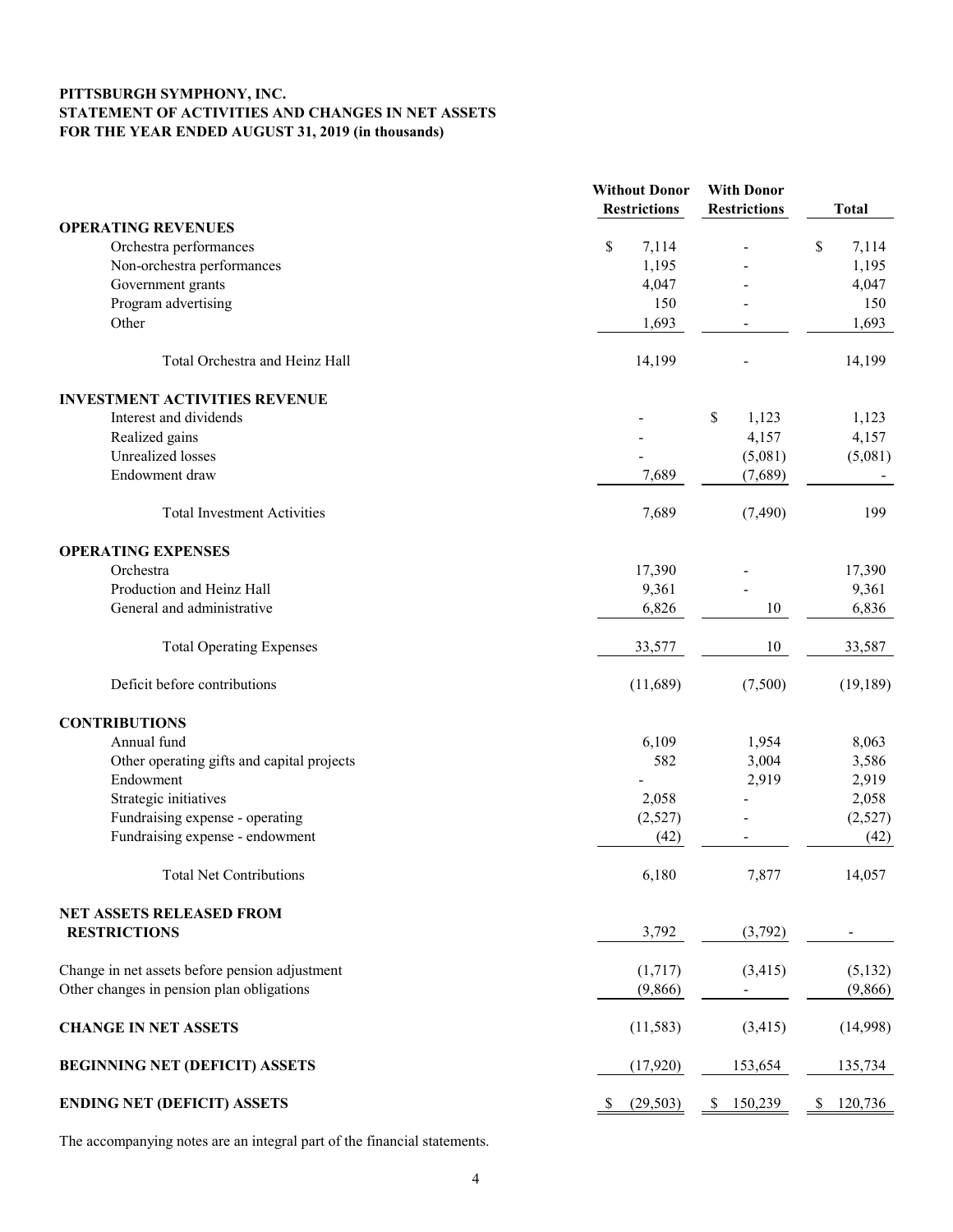**PITTSBURGH SYMPHONY, INC.**
**STATEMENT OF ACTIVITIES AND CHANGES IN NET ASSETS**
**FOR THE YEAR ENDED AUGUST 31, 2019 (in thousands)**

| | Without Donor Restrictions | With Donor Restrictions | Total |
|---|---|---|---|
| **OPERATING REVENUES** | | | |
| Orchestra performances | $ 7,114 | - | $ 7,114 |
| Non-orchestra performances | 1,195 | - | 1,195 |
| Government grants | 4,047 | - | 4,047 |
| Program advertising | 150 | - | 150 |
| Other | 1,693 | - | 1,693 |
| Total Orchestra and Heinz Hall | 14,199 | - | 14,199 |
| **INVESTMENT ACTIVITIES REVENUE** | | | |
| Interest and dividends | - | $ 1,123 | 1,123 |
| Realized gains | - | 4,157 | 4,157 |
| Unrealized losses | - | (5,081) | (5,081) |
| Endowment draw | 7,689 | (7,689) | - |
| Total Investment Activities | 7,689 | (7,490) | 199 |
| **OPERATING EXPENSES** | | | |
| Orchestra | 17,390 | - | 17,390 |
| Production and Heinz Hall | 9,361 | - | 9,361 |
| General and administrative | 6,826 | 10 | 6,836 |
| Total Operating Expenses | 33,577 | 10 | 33,587 |
| Deficit before contributions | (11,689) | (7,500) | (19,189) |
| **CONTRIBUTIONS** | | | |
| Annual fund | 6,109 | 1,954 | 8,063 |
| Other operating gifts and capital projects | 582 | 3,004 | 3,586 |
| Endowment | - | 2,919 | 2,919 |
| Strategic initiatives | 2,058 | - | 2,058 |
| Fundraising expense - operating | (2,527) | - | (2,527) |
| Fundraising expense - endowment | (42) | - | (42) |
| Total Net Contributions | 6,180 | 7,877 | 14,057 |
| **NET ASSETS RELEASED FROM RESTRICTIONS** | 3,792 | (3,792) | - |
| Change in net assets before pension adjustment | (1,717) | (3,415) | (5,132) |
| Other changes in pension plan obligations | (9,866) | - | (9,866) |
| **CHANGE IN NET ASSETS** | (11,583) | (3,415) | (14,998) |
| **BEGINNING NET (DEFICIT) ASSETS** | (17,920) | 153,654 | 135,734 |
| **ENDING NET (DEFICIT) ASSETS** | $ (29,503) | $ 150,239 | $ 120,736 |

The accompanying notes are an integral part of the financial statements.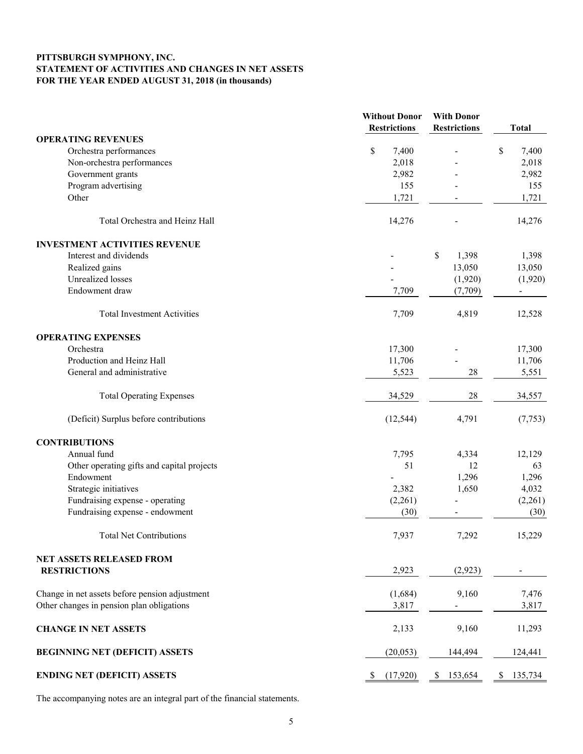**PITTSBURGH SYMPHONY, INC.**
**STATEMENT OF ACTIVITIES AND CHANGES IN NET ASSETS**
**FOR THE YEAR ENDED AUGUST 31, 2018 (in thousands)**

| | Without Donor Restrictions | With Donor Restrictions | Total |
|---|---|---|---|
| **OPERATING REVENUES** | | | |
| Orchestra performances | $ 7,400 | - | $ 7,400 |
| Non-orchestra performances | 2,018 | - | 2,018 |
| Government grants | 2,982 | - | 2,982 |
| Program advertising | 155 | - | 155 |
| Other | 1,721 | - | 1,721 |
| Total Orchestra and Heinz Hall | 14,276 | - | 14,276 |
| **INVESTMENT ACTIVITIES REVENUE** | | | |
| Interest and dividends | - | $ 1,398 | 1,398 |
| Realized gains | - | 13,050 | 13,050 |
| Unrealized losses | - | (1,920) | (1,920) |
| Endowment draw | 7,709 | (7,709) | - |
| Total Investment Activities | 7,709 | 4,819 | 12,528 |
| **OPERATING EXPENSES** | | | |
| Orchestra | 17,300 | - | 17,300 |
| Production and Heinz Hall | 11,706 | - | 11,706 |
| General and administrative | 5,523 | 28 | 5,551 |
| Total Operating Expenses | 34,529 | 28 | 34,557 |
| (Deficit) Surplus before contributions | (12,544) | 4,791 | (7,753) |
| **CONTRIBUTIONS** | | | |
| Annual fund | 7,795 | 4,334 | 12,129 |
| Other operating gifts and capital projects | 51 | 12 | 63 |
| Endowment | - | 1,296 | 1,296 |
| Strategic initiatives | 2,382 | 1,650 | 4,032 |
| Fundraising expense - operating | (2,261) | - | (2,261) |
| Fundraising expense - endowment | (30) | - | (30) |
| Total Net Contributions | 7,937 | 7,292 | 15,229 |
| **NET ASSETS RELEASED FROM RESTRICTIONS** | 2,923 | (2,923) | - |
| Change in net assets before pension adjustment | (1,684) | 9,160 | 7,476 |
| Other changes in pension plan obligations | 3,817 | - | 3,817 |
| **CHANGE IN NET ASSETS** | 2,133 | 9,160 | 11,293 |
| **BEGINNING NET (DEFICIT) ASSETS** | (20,053) | 144,494 | 124,441 |
| **ENDING NET (DEFICIT) ASSETS** | $ (17,920) | $ 153,654 | $ 135,734 |

The accompanying notes are an integral part of the financial statements.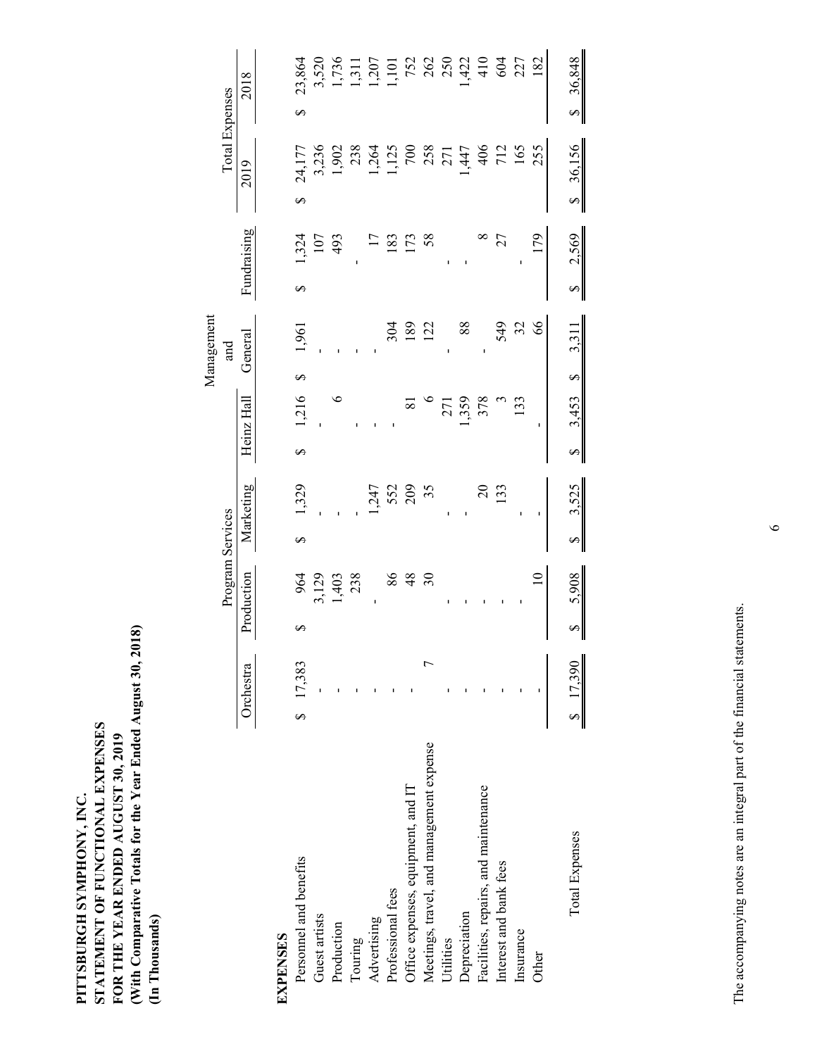**PITTSBURGH SYMPHONY, INC.**
**STATEMENT OF FUNCTIONAL EXPENSES**
**FOR THE YEAR ENDED AUGUST 30, 2019**
**(With Comparative Totals for the Year Ended August 30, 2018)**
**(In Thousands)**

| | Program Services | | | | Management and General | Fundraising | Total Expenses | |
|---|---|---|---|---|---|---|---|---|
| | Orchestra | Production | Marketing | Heinz Hall | | | 2019 | 2018 |
| **EXPENSES** | | | | | | | | |
| Personnel and benefits | $ 17,383 | $ 964 | $ 1,329 | $ 1,216 | $ 1,961 | $ 1,324 | $ 24,177 | $ 23,864 |
| Guest artists | - | 3,129 | - | - | - | 107 | 3,236 | 3,520 |
| Production | - | 1,403 | - | 6 | - | 493 | 1,902 | 1,736 |
| Touring | - | 238 | - | - | - | - | 238 | 1,311 |
| Advertising | - | - | 1,247 | - | - | 17 | 1,264 | 1,207 |
| Professional fees | - | 86 | 552 | - | 304 | 183 | 1,125 | 1,101 |
| Office expenses, equipment, and IT | - | 48 | 209 | 81 | 189 | 173 | 700 | 752 |
| Meetings, travel, and management expense | 7 | 30 | 35 | 6 | 122 | 58 | 258 | 262 |
| Utilities | - | - | - | 271 | - | - | 271 | 250 |
| Depreciation | - | - | - | 1,359 | 88 | - | 1,447 | 1,422 |
| Facilities, repairs, and maintenance | - | - | 20 | 378 | - | 8 | 406 | 410 |
| Interest and bank fees | - | - | 133 | 3 | 549 | 27 | 712 | 604 |
| Insurance | - | - | - | 133 | 32 | - | 165 | 227 |
| Other | - | 10 | - | - | 66 | 179 | 255 | 182 |
| Total Expenses | $ 17,390 | $ 5,908 | $ 3,525 | $ 3,453 | $ 3,311 | $ 2,569 | $ 36,156 | $ 36,848 |

The accompanying notes are an integral part of the financial statements.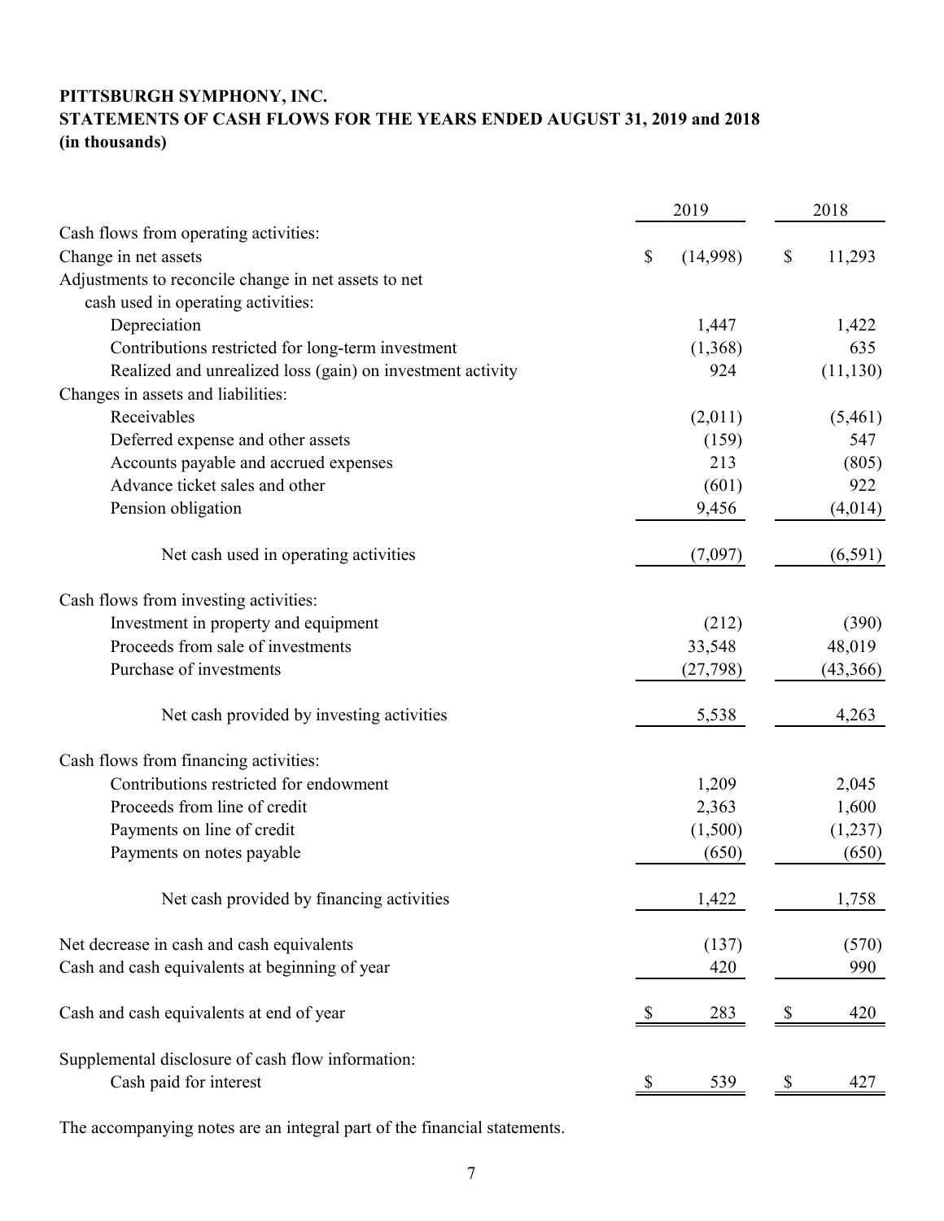**PITTSBURGH SYMPHONY, INC.**
**STATEMENTS OF CASH FLOWS FOR THE YEARS ENDED AUGUST 31, 2019 and 2018**
**(in thousands)**

| | 2019 | 2018 |
|---|---|---|
| Cash flows from operating activities: | | |
| Change in net assets | $ (14,998) | $ 11,293 |
| Adjustments to reconcile change in net assets to net cash used in operating activities: | | |
| Depreciation | 1,447 | 1,422 |
| Contributions restricted for long-term investment | (1,368) | 635 |
| Realized and unrealized loss (gain) on investment activity | 924 | (11,130) |
| Changes in assets and liabilities: | | |
| Receivables | (2,011) | (5,461) |
| Deferred expense and other assets | (159) | 547 |
| Accounts payable and accrued expenses | 213 | (805) |
| Advance ticket sales and other | (601) | 922 |
| Pension obligation | 9,456 | (4,014) |
| Net cash used in operating activities | (7,097) | (6,591) |
| Cash flows from investing activities: | | |
| Investment in property and equipment | (212) | (390) |
| Proceeds from sale of investments | 33,548 | 48,019 |
| Purchase of investments | (27,798) | (43,366) |
| Net cash provided by investing activities | 5,538 | 4,263 |
| Cash flows from financing activities: | | |
| Contributions restricted for endowment | 1,209 | 2,045 |
| Proceeds from line of credit | 2,363 | 1,600 |
| Payments on line of credit | (1,500) | (1,237) |
| Payments on notes payable | (650) | (650) |
| Net cash provided by financing activities | 1,422 | 1,758 |
| Net decrease in cash and cash equivalents | (137) | (570) |
| Cash and cash equivalents at beginning of year | 420 | 990 |
| Cash and cash equivalents at end of year | $ 283 | $ 420 |
| Supplemental disclosure of cash flow information: | | |
| Cash paid for interest | $ 539 | $ 427 |

The accompanying notes are an integral part of the financial statements.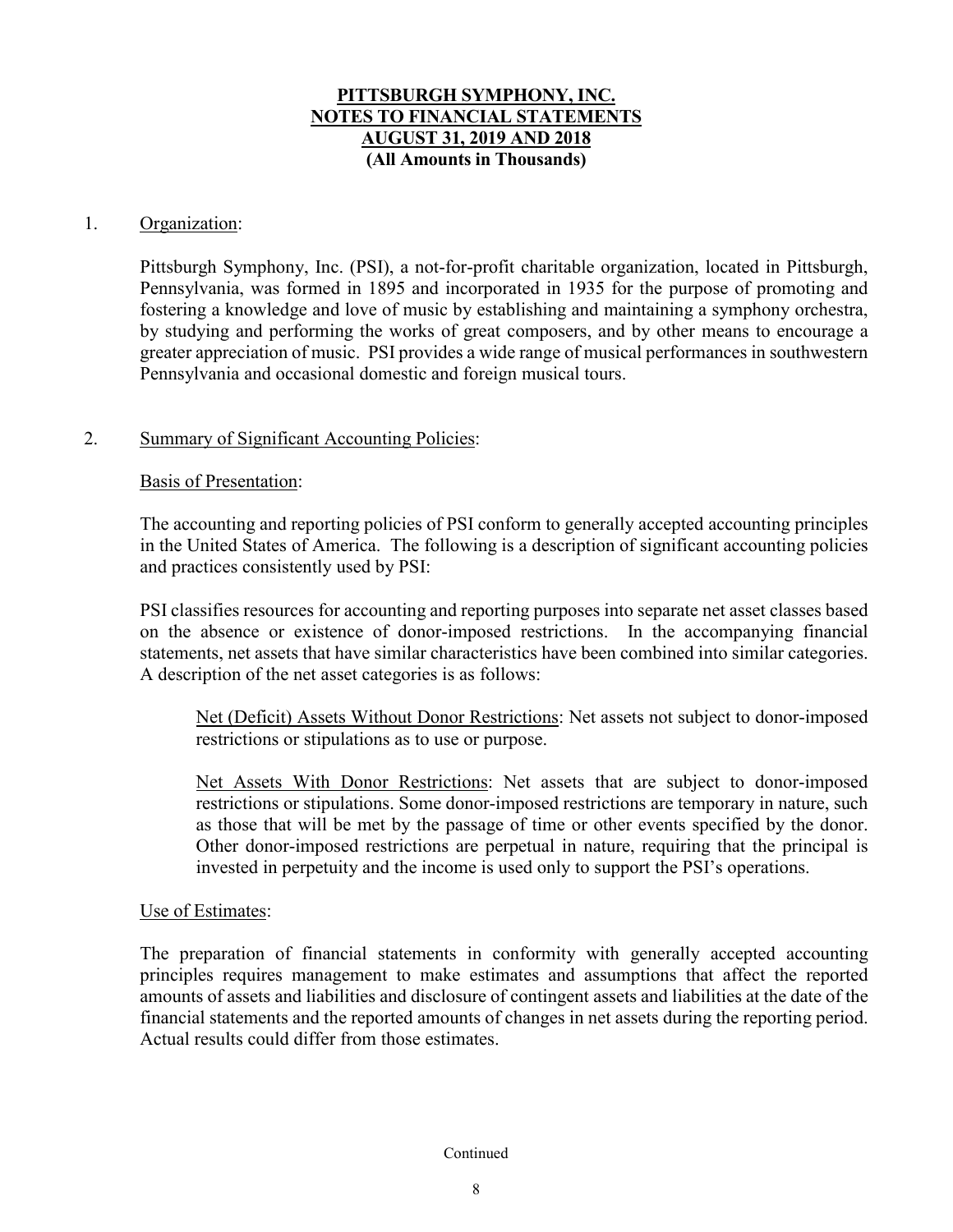# PITTSBURGH SYMPHONY, INC.
# NOTES TO FINANCIAL STATEMENTS
# AUGUST 31, 2019 AND 2018
**(All Amounts in Thousands)**

1. Organization:

Pittsburgh Symphony, Inc. (PSI), a not-for-profit charitable organization, located in Pittsburgh, Pennsylvania, was formed in 1895 and incorporated in 1935 for the purpose of promoting and fostering a knowledge and love of music by establishing and maintaining a symphony orchestra, by studying and performing the works of great composers, and by other means to encourage a greater appreciation of music. PSI provides a wide range of musical performances in southwestern Pennsylvania and occasional domestic and foreign musical tours.

2. Summary of Significant Accounting Policies:

Basis of Presentation:

The accounting and reporting policies of PSI conform to generally accepted accounting principles in the United States of America. The following is a description of significant accounting policies and practices consistently used by PSI:

PSI classifies resources for accounting and reporting purposes into separate net asset classes based on the absence or existence of donor-imposed restrictions. In the accompanying financial statements, net assets that have similar characteristics have been combined into similar categories. A description of the net asset categories is as follows:

Net (Deficit) Assets Without Donor Restrictions: Net assets not subject to donor-imposed restrictions or stipulations as to use or purpose.

Net Assets With Donor Restrictions: Net assets that are subject to donor-imposed restrictions or stipulations. Some donor-imposed restrictions are temporary in nature, such as those that will be met by the passage of time or other events specified by the donor. Other donor-imposed restrictions are perpetual in nature, requiring that the principal is invested in perpetuity and the income is used only to support the PSI's operations.

Use of Estimates:

The preparation of financial statements in conformity with generally accepted accounting principles requires management to make estimates and assumptions that affect the reported amounts of assets and liabilities and disclosure of contingent assets and liabilities at the date of the financial statements and the reported amounts of changes in net assets during the reporting period. Actual results could differ from those estimates.

Continued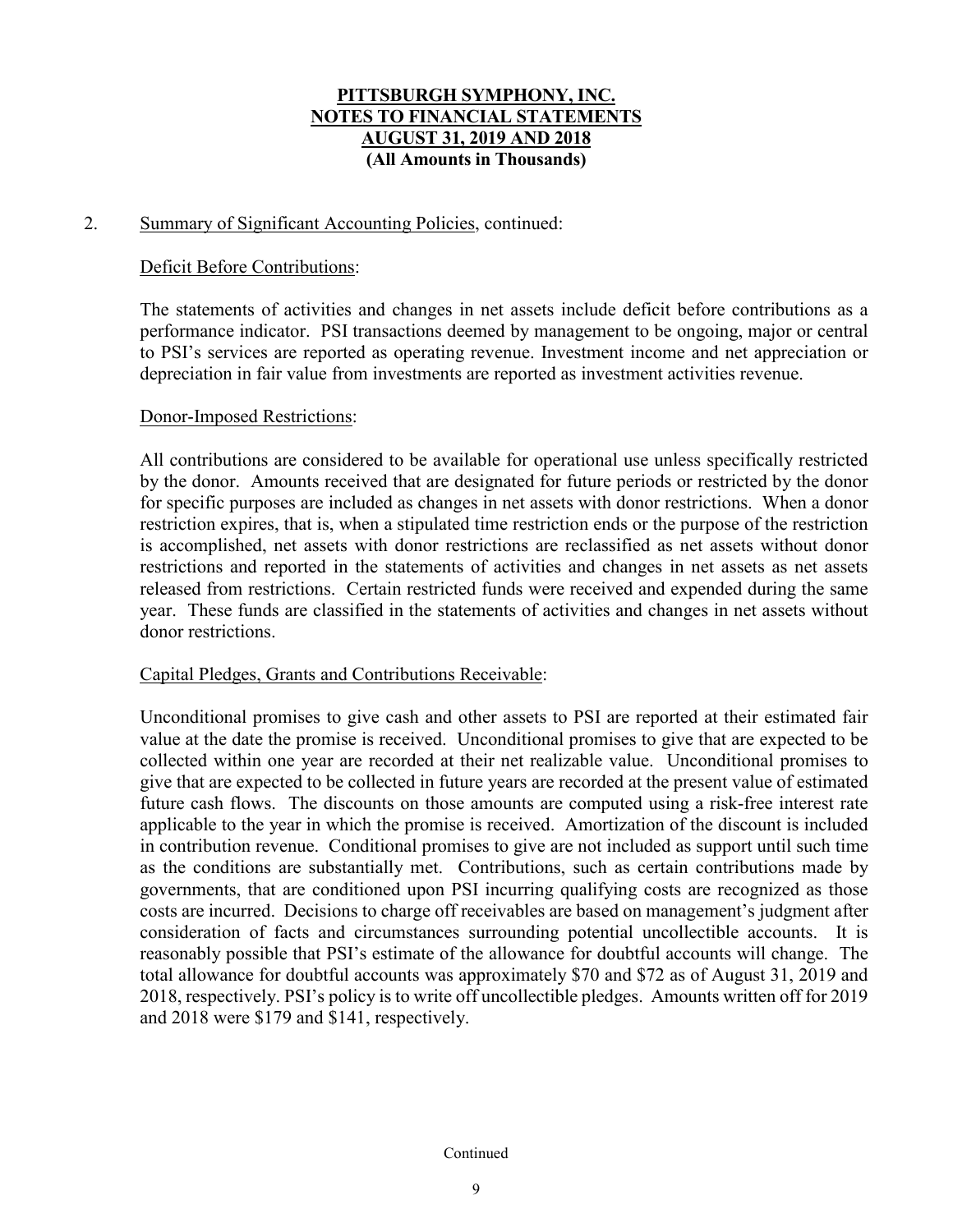**PITTSBURGH SYMPHONY, INC.**
**NOTES TO FINANCIAL STATEMENTS**
**AUGUST 31, 2019 AND 2018**
**(All Amounts in Thousands)**

2. Summary of Significant Accounting Policies, continued:

Deficit Before Contributions:

The statements of activities and changes in net assets include deficit before contributions as a performance indicator. PSI transactions deemed by management to be ongoing, major or central to PSI's services are reported as operating revenue. Investment income and net appreciation or depreciation in fair value from investments are reported as investment activities revenue.

Donor-Imposed Restrictions:

All contributions are considered to be available for operational use unless specifically restricted by the donor. Amounts received that are designated for future periods or restricted by the donor for specific purposes are included as changes in net assets with donor restrictions. When a donor restriction expires, that is, when a stipulated time restriction ends or the purpose of the restriction is accomplished, net assets with donor restrictions are reclassified as net assets without donor restrictions and reported in the statements of activities and changes in net assets as net assets released from restrictions. Certain restricted funds were received and expended during the same year. These funds are classified in the statements of activities and changes in net assets without donor restrictions.

Capital Pledges, Grants and Contributions Receivable:

Unconditional promises to give cash and other assets to PSI are reported at their estimated fair value at the date the promise is received. Unconditional promises to give that are expected to be collected within one year are recorded at their net realizable value. Unconditional promises to give that are expected to be collected in future years are recorded at the present value of estimated future cash flows. The discounts on those amounts are computed using a risk-free interest rate applicable to the year in which the promise is received. Amortization of the discount is included in contribution revenue. Conditional promises to give are not included as support until such time as the conditions are substantially met. Contributions, such as certain contributions made by governments, that are conditioned upon PSI incurring qualifying costs are recognized as those costs are incurred. Decisions to charge off receivables are based on management's judgment after consideration of facts and circumstances surrounding potential uncollectible accounts. It is reasonably possible that PSI's estimate of the allowance for doubtful accounts will change. The total allowance for doubtful accounts was approximately $70 and $72 as of August 31, 2019 and 2018, respectively. PSI's policy is to write off uncollectible pledges. Amounts written off for 2019 and 2018 were $179 and $141, respectively.

Continued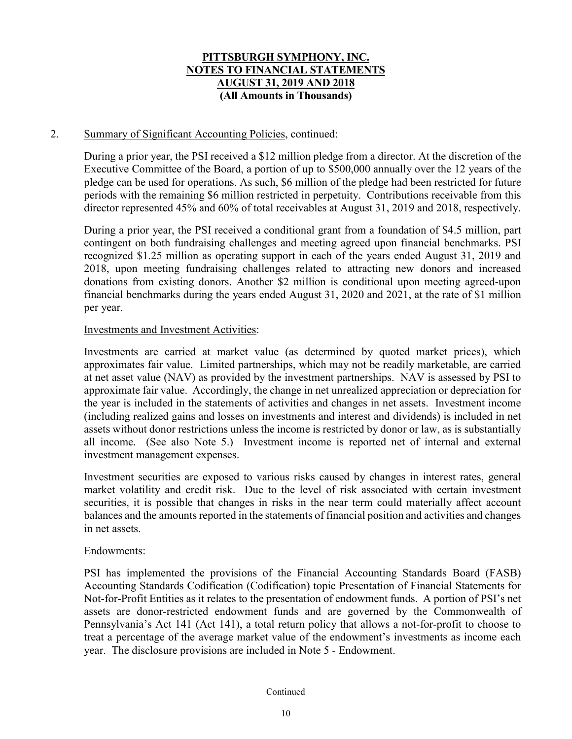# PITTSBURGH SYMPHONY, INC.
# NOTES TO FINANCIAL STATEMENTS
# AUGUST 31, 2019 AND 2018
**(All Amounts in Thousands)**

2. Summary of Significant Accounting Policies, continued:

During a prior year, the PSI received a $12 million pledge from a director. At the discretion of the Executive Committee of the Board, a portion of up to $500,000 annually over the 12 years of the pledge can be used for operations. As such, $6 million of the pledge had been restricted for future periods with the remaining $6 million restricted in perpetuity. Contributions receivable from this director represented 45% and 60% of total receivables at August 31, 2019 and 2018, respectively.

During a prior year, the PSI received a conditional grant from a foundation of $4.5 million, part contingent on both fundraising challenges and meeting agreed upon financial benchmarks. PSI recognized $1.25 million as operating support in each of the years ended August 31, 2019 and 2018, upon meeting fundraising challenges related to attracting new donors and increased donations from existing donors. Another $2 million is conditional upon meeting agreed-upon financial benchmarks during the years ended August 31, 2020 and 2021, at the rate of $1 million per year.

Investments and Investment Activities:

Investments are carried at market value (as determined by quoted market prices), which approximates fair value. Limited partnerships, which may not be readily marketable, are carried at net asset value (NAV) as provided by the investment partnerships. NAV is assessed by PSI to approximate fair value. Accordingly, the change in net unrealized appreciation or depreciation for the year is included in the statements of activities and changes in net assets. Investment income (including realized gains and losses on investments and interest and dividends) is included in net assets without donor restrictions unless the income is restricted by donor or law, as is substantially all income. (See also Note 5.) Investment income is reported net of internal and external investment management expenses.

Investment securities are exposed to various risks caused by changes in interest rates, general market volatility and credit risk. Due to the level of risk associated with certain investment securities, it is possible that changes in risks in the near term could materially affect account balances and the amounts reported in the statements of financial position and activities and changes in net assets.

Endowments:

PSI has implemented the provisions of the Financial Accounting Standards Board (FASB) Accounting Standards Codification (Codification) topic Presentation of Financial Statements for Not-for-Profit Entities as it relates to the presentation of endowment funds. A portion of PSI's net assets are donor-restricted endowment funds and are governed by the Commonwealth of Pennsylvania's Act 141 (Act 141), a total return policy that allows a not-for-profit to choose to treat a percentage of the average market value of the endowment's investments as income each year. The disclosure provisions are included in Note 5 - Endowment.

Continued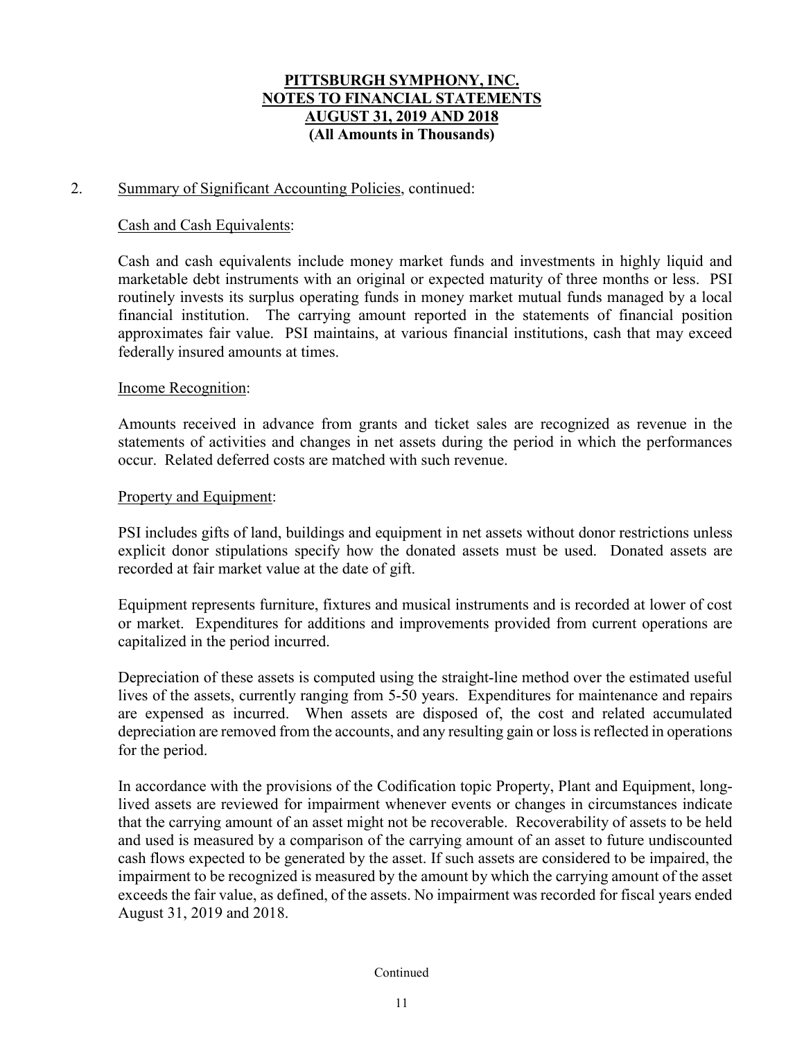# PITTSBURGH SYMPHONY, INC.
# NOTES TO FINANCIAL STATEMENTS
# AUGUST 31, 2019 AND 2018
**(All Amounts in Thousands)**

2. Summary of Significant Accounting Policies, continued:

Cash and Cash Equivalents:

Cash and cash equivalents include money market funds and investments in highly liquid and marketable debt instruments with an original or expected maturity of three months or less. PSI routinely invests its surplus operating funds in money market mutual funds managed by a local financial institution. The carrying amount reported in the statements of financial position approximates fair value. PSI maintains, at various financial institutions, cash that may exceed federally insured amounts at times.

Income Recognition:

Amounts received in advance from grants and ticket sales are recognized as revenue in the statements of activities and changes in net assets during the period in which the performances occur. Related deferred costs are matched with such revenue.

Property and Equipment:

PSI includes gifts of land, buildings and equipment in net assets without donor restrictions unless explicit donor stipulations specify how the donated assets must be used. Donated assets are recorded at fair market value at the date of gift.

Equipment represents furniture, fixtures and musical instruments and is recorded at lower of cost or market. Expenditures for additions and improvements provided from current operations are capitalized in the period incurred.

Depreciation of these assets is computed using the straight-line method over the estimated useful lives of the assets, currently ranging from 5-50 years. Expenditures for maintenance and repairs are expensed as incurred. When assets are disposed of, the cost and related accumulated depreciation are removed from the accounts, and any resulting gain or loss is reflected in operations for the period.

In accordance with the provisions of the Codification topic Property, Plant and Equipment, long-lived assets are reviewed for impairment whenever events or changes in circumstances indicate that the carrying amount of an asset might not be recoverable. Recoverability of assets to be held and used is measured by a comparison of the carrying amount of an asset to future undiscounted cash flows expected to be generated by the asset. If such assets are considered to be impaired, the impairment to be recognized is measured by the amount by which the carrying amount of the asset exceeds the fair value, as defined, of the assets. No impairment was recorded for fiscal years ended August 31, 2019 and 2018.

Continued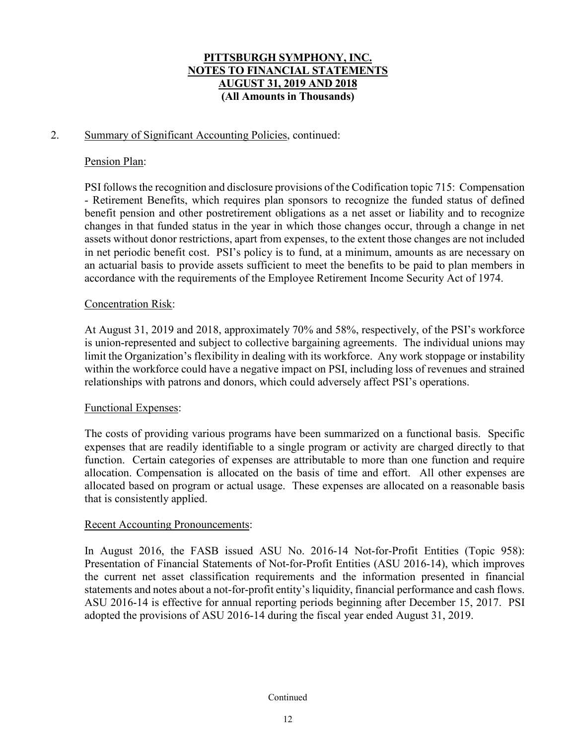**PITTSBURGH SYMPHONY, INC.**
**NOTES TO FINANCIAL STATEMENTS**
**AUGUST 31, 2019 AND 2018**
**(All Amounts in Thousands)**

2. Summary of Significant Accounting Policies, continued:

Pension Plan:

PSI follows the recognition and disclosure provisions of the Codification topic 715: Compensation - Retirement Benefits, which requires plan sponsors to recognize the funded status of defined benefit pension and other postretirement obligations as a net asset or liability and to recognize changes in that funded status in the year in which those changes occur, through a change in net assets without donor restrictions, apart from expenses, to the extent those changes are not included in net periodic benefit cost. PSI's policy is to fund, at a minimum, amounts as are necessary on an actuarial basis to provide assets sufficient to meet the benefits to be paid to plan members in accordance with the requirements of the Employee Retirement Income Security Act of 1974.

Concentration Risk:

At August 31, 2019 and 2018, approximately 70% and 58%, respectively, of the PSI's workforce is union-represented and subject to collective bargaining agreements. The individual unions may limit the Organization's flexibility in dealing with its workforce. Any work stoppage or instability within the workforce could have a negative impact on PSI, including loss of revenues and strained relationships with patrons and donors, which could adversely affect PSI's operations.

Functional Expenses:

The costs of providing various programs have been summarized on a functional basis. Specific expenses that are readily identifiable to a single program or activity are charged directly to that function. Certain categories of expenses are attributable to more than one function and require allocation. Compensation is allocated on the basis of time and effort. All other expenses are allocated based on program or actual usage. These expenses are allocated on a reasonable basis that is consistently applied.

Recent Accounting Pronouncements:

In August 2016, the FASB issued ASU No. 2016-14 Not-for-Profit Entities (Topic 958): Presentation of Financial Statements of Not-for-Profit Entities (ASU 2016-14), which improves the current net asset classification requirements and the information presented in financial statements and notes about a not-for-profit entity's liquidity, financial performance and cash flows. ASU 2016-14 is effective for annual reporting periods beginning after December 15, 2017. PSI adopted the provisions of ASU 2016-14 during the fiscal year ended August 31, 2019.

Continued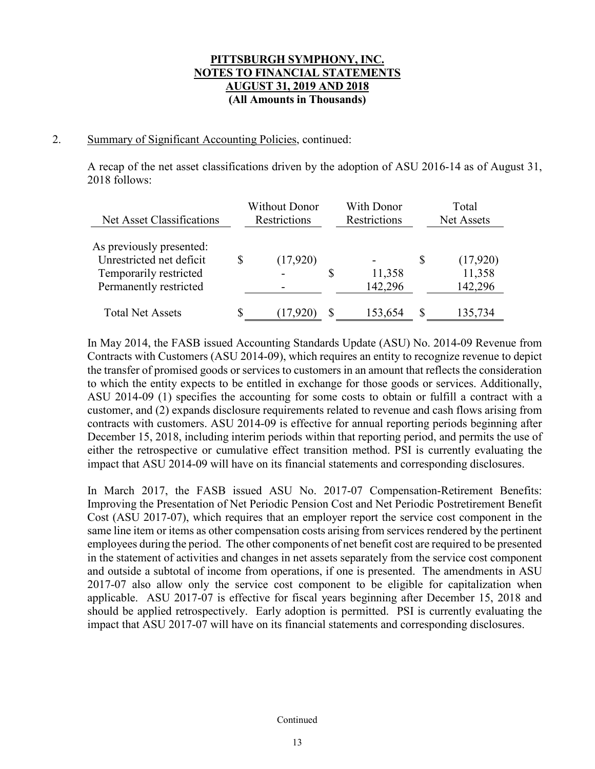**PITTSBURGH SYMPHONY, INC.**
**NOTES TO FINANCIAL STATEMENTS**
**AUGUST 31, 2019 AND 2018**
**(All Amounts in Thousands)**

2. Summary of Significant Accounting Policies, continued:

A recap of the net asset classifications driven by the adoption of ASU 2016-14 as of August 31, 2018 follows:

| Net Asset Classifications | Without Donor Restrictions | With Donor Restrictions | Total Net Assets |
|---|---|---|---|
| As previously presented: | | | |
| Unrestricted net deficit | $ (17,920) | - | $ (17,920) |
| Temporarily restricted | - | $ 11,358 | 11,358 |
| Permanently restricted | - | 142,296 | 142,296 |
| Total Net Assets | $ (17,920) | $ 153,654 | $ 135,734 |

In May 2014, the FASB issued Accounting Standards Update (ASU) No. 2014-09 Revenue from Contracts with Customers (ASU 2014-09), which requires an entity to recognize revenue to depict the transfer of promised goods or services to customers in an amount that reflects the consideration to which the entity expects to be entitled in exchange for those goods or services. Additionally, ASU 2014-09 (1) specifies the accounting for some costs to obtain or fulfill a contract with a customer, and (2) expands disclosure requirements related to revenue and cash flows arising from contracts with customers. ASU 2014-09 is effective for annual reporting periods beginning after December 15, 2018, including interim periods within that reporting period, and permits the use of either the retrospective or cumulative effect transition method. PSI is currently evaluating the impact that ASU 2014-09 will have on its financial statements and corresponding disclosures.

In March 2017, the FASB issued ASU No. 2017-07 Compensation-Retirement Benefits: Improving the Presentation of Net Periodic Pension Cost and Net Periodic Postretirement Benefit Cost (ASU 2017-07), which requires that an employer report the service cost component in the same line item or items as other compensation costs arising from services rendered by the pertinent employees during the period. The other components of net benefit cost are required to be presented in the statement of activities and changes in net assets separately from the service cost component and outside a subtotal of income from operations, if one is presented. The amendments in ASU 2017-07 also allow only the service cost component to be eligible for capitalization when applicable. ASU 2017-07 is effective for fiscal years beginning after December 15, 2018 and should be applied retrospectively. Early adoption is permitted. PSI is currently evaluating the impact that ASU 2017-07 will have on its financial statements and corresponding disclosures.

Continued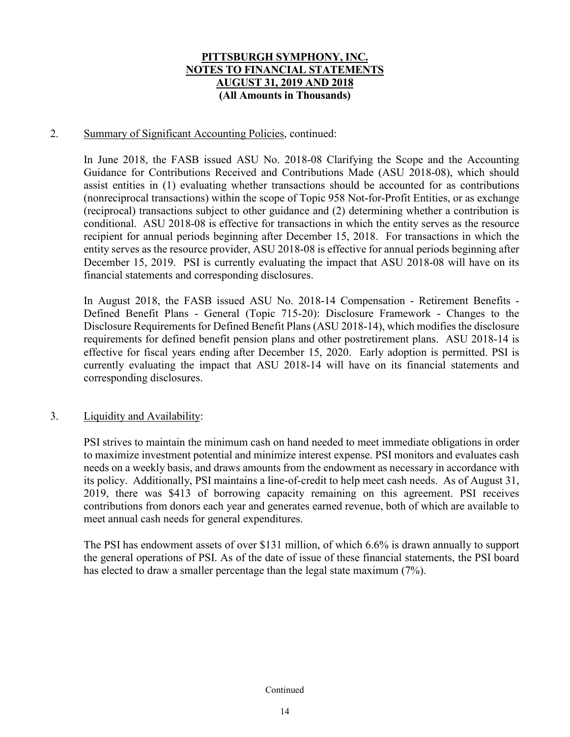**PITTSBURGH SYMPHONY, INC.**
**NOTES TO FINANCIAL STATEMENTS**
**AUGUST 31, 2019 AND 2018**
**(All Amounts in Thousands)**

2. Summary of Significant Accounting Policies, continued:

In June 2018, the FASB issued ASU No. 2018-08 Clarifying the Scope and the Accounting Guidance for Contributions Received and Contributions Made (ASU 2018-08), which should assist entities in (1) evaluating whether transactions should be accounted for as contributions (nonreciprocal transactions) within the scope of Topic 958 Not-for-Profit Entities, or as exchange (reciprocal) transactions subject to other guidance and (2) determining whether a contribution is conditional. ASU 2018-08 is effective for transactions in which the entity serves as the resource recipient for annual periods beginning after December 15, 2018. For transactions in which the entity serves as the resource provider, ASU 2018-08 is effective for annual periods beginning after December 15, 2019. PSI is currently evaluating the impact that ASU 2018-08 will have on its financial statements and corresponding disclosures.

In August 2018, the FASB issued ASU No. 2018-14 Compensation - Retirement Benefits - Defined Benefit Plans - General (Topic 715-20): Disclosure Framework - Changes to the Disclosure Requirements for Defined Benefit Plans (ASU 2018-14), which modifies the disclosure requirements for defined benefit pension plans and other postretirement plans. ASU 2018-14 is effective for fiscal years ending after December 15, 2020. Early adoption is permitted. PSI is currently evaluating the impact that ASU 2018-14 will have on its financial statements and corresponding disclosures.

3. Liquidity and Availability:

PSI strives to maintain the minimum cash on hand needed to meet immediate obligations in order to maximize investment potential and minimize interest expense. PSI monitors and evaluates cash needs on a weekly basis, and draws amounts from the endowment as necessary in accordance with its policy. Additionally, PSI maintains a line-of-credit to help meet cash needs. As of August 31, 2019, there was $413 of borrowing capacity remaining on this agreement. PSI receives contributions from donors each year and generates earned revenue, both of which are available to meet annual cash needs for general expenditures.

The PSI has endowment assets of over $131 million, of which 6.6% is drawn annually to support the general operations of PSI. As of the date of issue of these financial statements, the PSI board has elected to draw a smaller percentage than the legal state maximum (7%).

Continued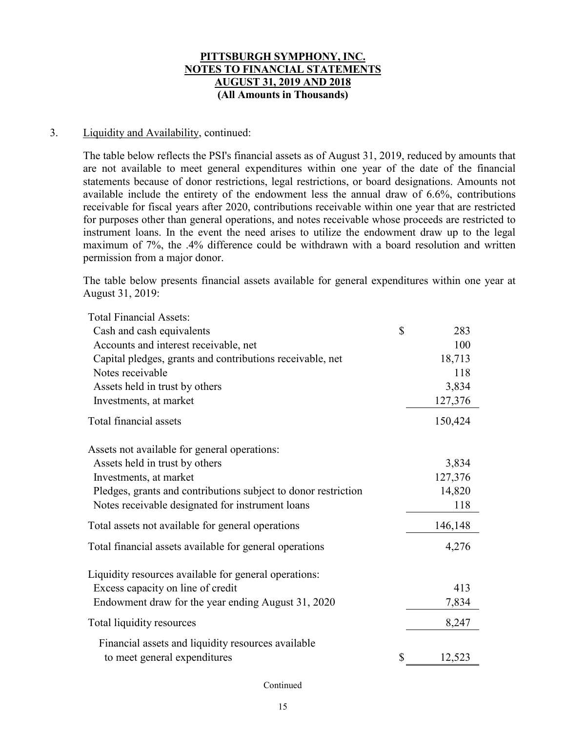**PITTSBURGH SYMPHONY, INC.**
**NOTES TO FINANCIAL STATEMENTS**
**AUGUST 31, 2019 AND 2018**
**(All Amounts in Thousands)**

3. Liquidity and Availability, continued:

The table below reflects the PSI's financial assets as of August 31, 2019, reduced by amounts that are not available to meet general expenditures within one year of the date of the financial statements because of donor restrictions, legal restrictions, or board designations. Amounts not available include the entirety of the endowment less the annual draw of 6.6%, contributions receivable for fiscal years after 2020, contributions receivable within one year that are restricted for purposes other than general operations, and notes receivable whose proceeds are restricted to instrument loans. In the event the need arises to utilize the endowment draw up to the legal maximum of 7%, the .4% difference could be withdrawn with a board resolution and written permission from a major donor.

The table below presents financial assets available for general expenditures within one year at August 31, 2019:

| | |
|---|---|
| **Total Financial Assets:** | |
| Cash and cash equivalents | $ 283 |
| Accounts and interest receivable, net | 100 |
| Capital pledges, grants and contributions receivable, net | 18,713 |
| Notes receivable | 118 |
| Assets held in trust by others | 3,834 |
| Investments, at market | 127,376 |
| Total financial assets | 150,424 |
| **Assets not available for general operations:** | |
| Assets held in trust by others | 3,834 |
| Investments, at market | 127,376 |
| Pledges, grants and contributions subject to donor restriction | 14,820 |
| Notes receivable designated for instrument loans | 118 |
| Total assets not available for general operations | 146,148 |
| Total financial assets available for general operations | 4,276 |
| **Liquidity resources available for general operations:** | |
| Excess capacity on line of credit | 413 |
| Endowment draw for the year ending August 31, 2020 | 7,834 |
| Total liquidity resources | 8,247 |
| Financial assets and liquidity resources available to meet general expenditures | $ 12,523 |

Continued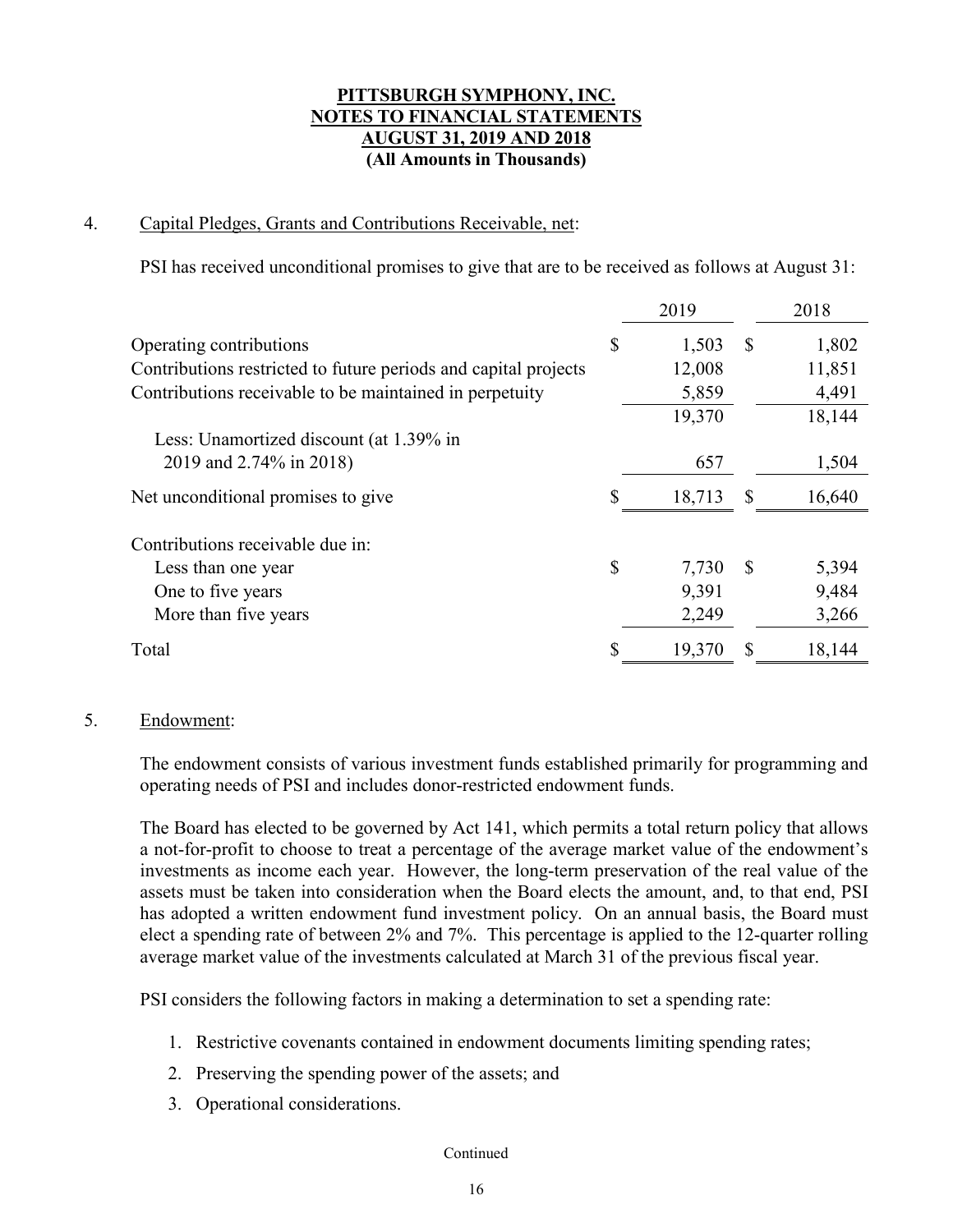**PITTSBURGH SYMPHONY, INC.**
**NOTES TO FINANCIAL STATEMENTS**
**AUGUST 31, 2019 AND 2018**
**(All Amounts in Thousands)**

4. Capital Pledges, Grants and Contributions Receivable, net:

PSI has received unconditional promises to give that are to be received as follows at August 31:

| | 2019 | 2018 |
|---|---|---|
| Operating contributions | $ 1,503 | $ 1,802 |
| Contributions restricted to future periods and capital projects | 12,008 | 11,851 |
| Contributions receivable to be maintained in perpetuity | 5,859 | 4,491 |
| | 19,370 | 18,144 |
| Less: Unamortized discount (at 1.39% in 2019 and 2.74% in 2018) | 657 | 1,504 |
| Net unconditional promises to give | $ 18,713 | $ 16,640 |
| Contributions receivable due in: | | |
| Less than one year | $ 7,730 | $ 5,394 |
| One to five years | 9,391 | 9,484 |
| More than five years | 2,249 | 3,266 |
| Total | $ 19,370 | $ 18,144 |

5. Endowment:

The endowment consists of various investment funds established primarily for programming and operating needs of PSI and includes donor-restricted endowment funds.

The Board has elected to be governed by Act 141, which permits a total return policy that allows a not-for-profit to choose to treat a percentage of the average market value of the endowment's investments as income each year. However, the long-term preservation of the real value of the assets must be taken into consideration when the Board elects the amount, and, to that end, PSI has adopted a written endowment fund investment policy. On an annual basis, the Board must elect a spending rate of between 2% and 7%. This percentage is applied to the 12-quarter rolling average market value of the investments calculated at March 31 of the previous fiscal year.

PSI considers the following factors in making a determination to set a spending rate:

1. Restrictive covenants contained in endowment documents limiting spending rates;
2. Preserving the spending power of the assets; and
3. Operational considerations.

Continued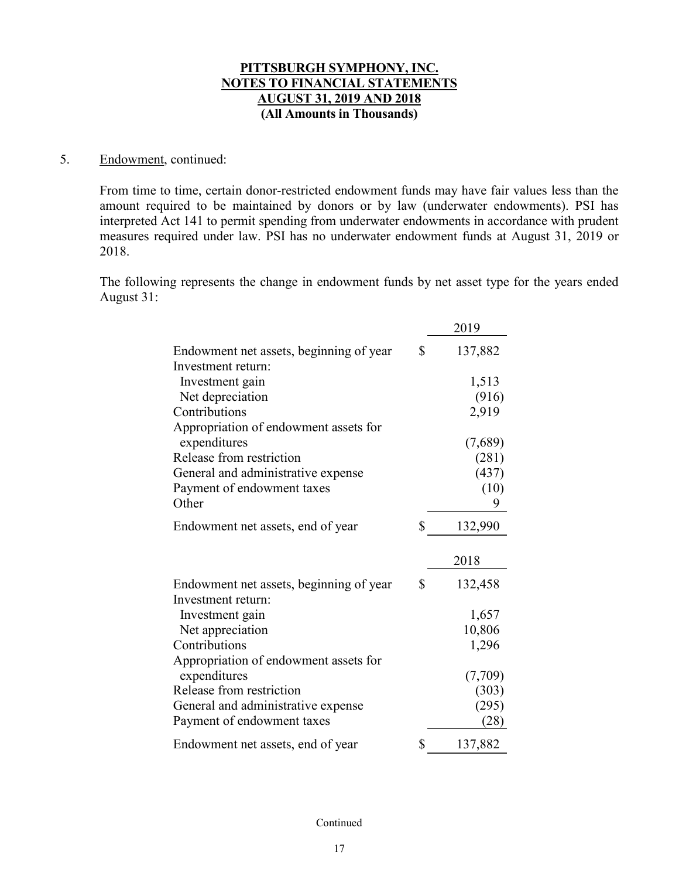**PITTSBURGH SYMPHONY, INC.**
**NOTES TO FINANCIAL STATEMENTS**
**AUGUST 31, 2019 AND 2018**
**(All Amounts in Thousands)**

5. Endowment, continued:

From time to time, certain donor-restricted endowment funds may have fair values less than the amount required to be maintained by donors or by law (underwater endowments). PSI has interpreted Act 141 to permit spending from underwater endowments in accordance with prudent measures required under law. PSI has no underwater endowment funds at August 31, 2019 or 2018.

The following represents the change in endowment funds by net asset type for the years ended August 31:

| | 2019 |
|---|---|
| Endowment net assets, beginning of year | $ 137,882 |
| Investment return: | |
| Investment gain | 1,513 |
| Net depreciation | (916) |
| Contributions | 2,919 |
| Appropriation of endowment assets for expenditures | (7,689) |
| Release from restriction | (281) |
| General and administrative expense | (437) |
| Payment of endowment taxes | (10) |
| Other | 9 |
| Endowment net assets, end of year | $ 132,990 |

| | 2018 |
|---|---|
| Endowment net assets, beginning of year | $ 132,458 |
| Investment return: | |
| Investment gain | 1,657 |
| Net appreciation | 10,806 |
| Contributions | 1,296 |
| Appropriation of endowment assets for expenditures | (7,709) |
| Release from restriction | (303) |
| General and administrative expense | (295) |
| Payment of endowment taxes | (28) |
| Endowment net assets, end of year | $ 137,882 |

Continued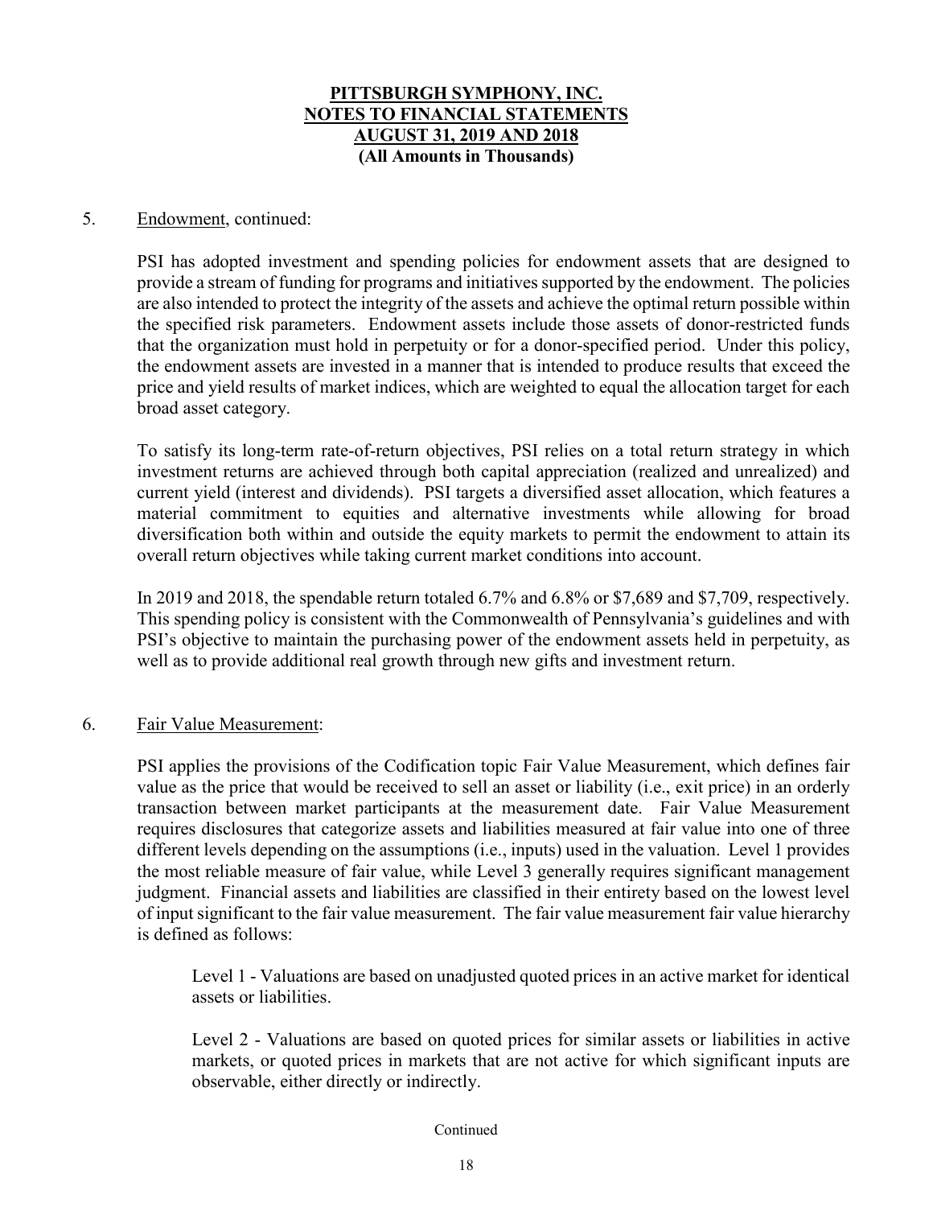**PITTSBURGH SYMPHONY, INC.**
**NOTES TO FINANCIAL STATEMENTS**
**AUGUST 31, 2019 AND 2018**
**(All Amounts in Thousands)**

5. Endowment, continued:

PSI has adopted investment and spending policies for endowment assets that are designed to provide a stream of funding for programs and initiatives supported by the endowment. The policies are also intended to protect the integrity of the assets and achieve the optimal return possible within the specified risk parameters. Endowment assets include those assets of donor-restricted funds that the organization must hold in perpetuity or for a donor-specified period. Under this policy, the endowment assets are invested in a manner that is intended to produce results that exceed the price and yield results of market indices, which are weighted to equal the allocation target for each broad asset category.

To satisfy its long-term rate-of-return objectives, PSI relies on a total return strategy in which investment returns are achieved through both capital appreciation (realized and unrealized) and current yield (interest and dividends). PSI targets a diversified asset allocation, which features a material commitment to equities and alternative investments while allowing for broad diversification both within and outside the equity markets to permit the endowment to attain its overall return objectives while taking current market conditions into account.

In 2019 and 2018, the spendable return totaled 6.7% and 6.8% or $7,689 and $7,709, respectively. This spending policy is consistent with the Commonwealth of Pennsylvania's guidelines and with PSI's objective to maintain the purchasing power of the endowment assets held in perpetuity, as well as to provide additional real growth through new gifts and investment return.

6. Fair Value Measurement:

PSI applies the provisions of the Codification topic Fair Value Measurement, which defines fair value as the price that would be received to sell an asset or liability (i.e., exit price) in an orderly transaction between market participants at the measurement date. Fair Value Measurement requires disclosures that categorize assets and liabilities measured at fair value into one of three different levels depending on the assumptions (i.e., inputs) used in the valuation. Level 1 provides the most reliable measure of fair value, while Level 3 generally requires significant management judgment. Financial assets and liabilities are classified in their entirety based on the lowest level of input significant to the fair value measurement. The fair value measurement fair value hierarchy is defined as follows:

Level 1 - Valuations are based on unadjusted quoted prices in an active market for identical assets or liabilities.

Level 2 - Valuations are based on quoted prices for similar assets or liabilities in active markets, or quoted prices in markets that are not active for which significant inputs are observable, either directly or indirectly.

Continued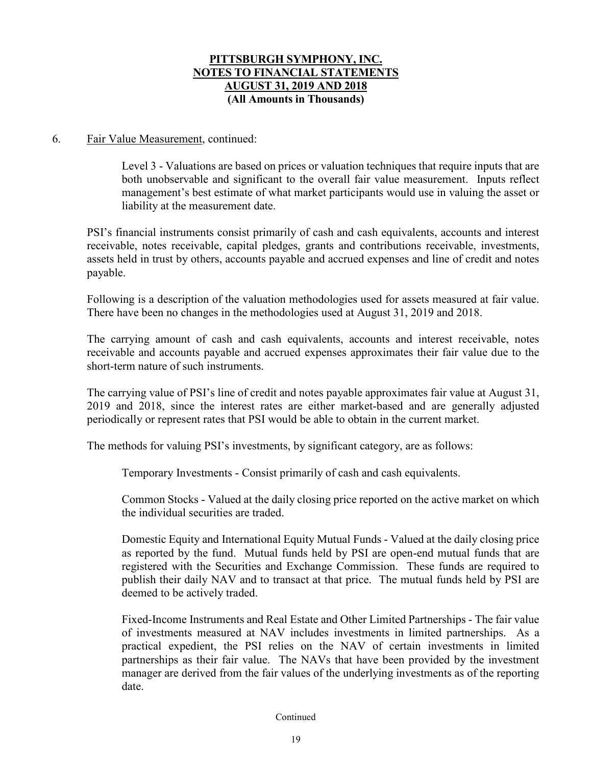**PITTSBURGH SYMPHONY, INC.**
**NOTES TO FINANCIAL STATEMENTS**
**AUGUST 31, 2019 AND 2018**
**(All Amounts in Thousands)**

6. Fair Value Measurement, continued:

Level 3 - Valuations are based on prices or valuation techniques that require inputs that are both unobservable and significant to the overall fair value measurement. Inputs reflect management's best estimate of what market participants would use in valuing the asset or liability at the measurement date.

PSI's financial instruments consist primarily of cash and cash equivalents, accounts and interest receivable, notes receivable, capital pledges, grants and contributions receivable, investments, assets held in trust by others, accounts payable and accrued expenses and line of credit and notes payable.

Following is a description of the valuation methodologies used for assets measured at fair value. There have been no changes in the methodologies used at August 31, 2019 and 2018.

The carrying amount of cash and cash equivalents, accounts and interest receivable, notes receivable and accounts payable and accrued expenses approximates their fair value due to the short-term nature of such instruments.

The carrying value of PSI's line of credit and notes payable approximates fair value at August 31, 2019 and 2018, since the interest rates are either market-based and are generally adjusted periodically or represent rates that PSI would be able to obtain in the current market.

The methods for valuing PSI's investments, by significant category, are as follows:

Temporary Investments - Consist primarily of cash and cash equivalents.

Common Stocks - Valued at the daily closing price reported on the active market on which the individual securities are traded.

Domestic Equity and International Equity Mutual Funds - Valued at the daily closing price as reported by the fund. Mutual funds held by PSI are open-end mutual funds that are registered with the Securities and Exchange Commission. These funds are required to publish their daily NAV and to transact at that price. The mutual funds held by PSI are deemed to be actively traded.

Fixed-Income Instruments and Real Estate and Other Limited Partnerships - The fair value of investments measured at NAV includes investments in limited partnerships. As a practical expedient, the PSI relies on the NAV of certain investments in limited partnerships as their fair value. The NAVs that have been provided by the investment manager are derived from the fair values of the underlying investments as of the reporting date.

Continued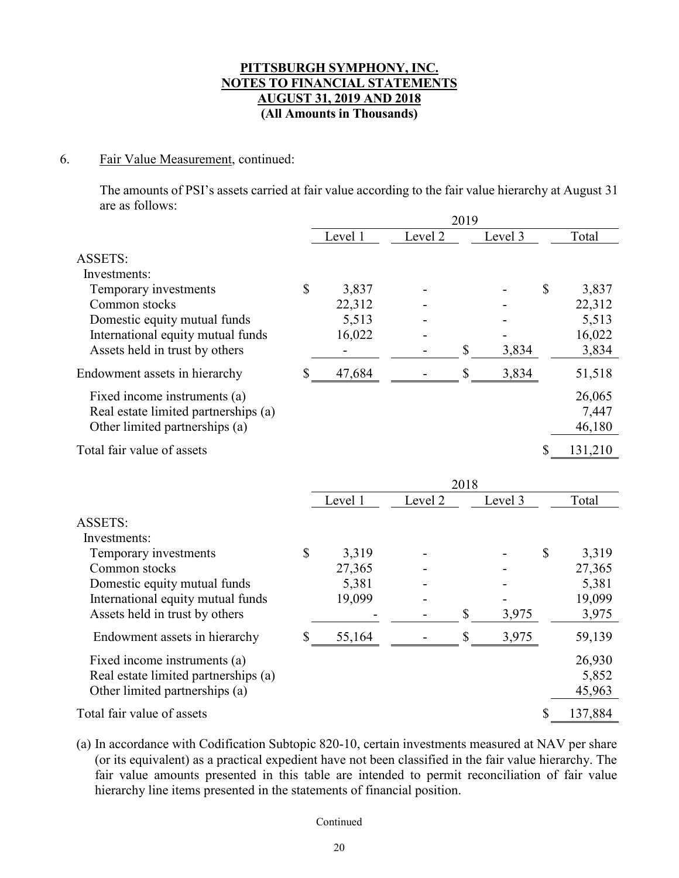**PITTSBURGH SYMPHONY, INC.**
**NOTES TO FINANCIAL STATEMENTS**
**AUGUST 31, 2019 AND 2018**
**(All Amounts in Thousands)**

6. Fair Value Measurement, continued:

The amounts of PSI's assets carried at fair value according to the fair value hierarchy at August 31 are as follows:

| | 2019 | | | |
|---|---|---|---|---|
| | Level 1 | Level 2 | Level 3 | Total |
| ASSETS: | | | | |
| Investments: | | | | |
| Temporary investments | $ 3,837 | - | - | $ 3,837 |
| Common stocks | 22,312 | - | - | 22,312 |
| Domestic equity mutual funds | 5,513 | - | - | 5,513 |
| International equity mutual funds | 16,022 | - | - | 16,022 |
| Assets held in trust by others | - | - | $ 3,834 | 3,834 |
| Endowment assets in hierarchy | $ 47,684 | - | $ 3,834 | 51,518 |
| Fixed income instruments (a) | | | | 26,065 |
| Real estate limited partnerships (a) | | | | 7,447 |
| Other limited partnerships (a) | | | | 46,180 |
| Total fair value of assets | | | | $ 131,210 |

| | 2018 | | | |
|---|---|---|---|---|
| | Level 1 | Level 2 | Level 3 | Total |
| ASSETS: | | | | |
| Investments: | | | | |
| Temporary investments | $ 3,319 | - | - | $ 3,319 |
| Common stocks | 27,365 | - | - | 27,365 |
| Domestic equity mutual funds | 5,381 | - | - | 5,381 |
| International equity mutual funds | 19,099 | - | - | 19,099 |
| Assets held in trust by others | - | - | $ 3,975 | 3,975 |
| Endowment assets in hierarchy | $ 55,164 | - | $ 3,975 | 59,139 |
| Fixed income instruments (a) | | | | 26,930 |
| Real estate limited partnerships (a) | | | | 5,852 |
| Other limited partnerships (a) | | | | 45,963 |
| Total fair value of assets | | | | $ 137,884 |

(a) In accordance with Codification Subtopic 820-10, certain investments measured at NAV per share (or its equivalent) as a practical expedient have not been classified in the fair value hierarchy. The fair value amounts presented in this table are intended to permit reconciliation of fair value hierarchy line items presented in the statements of financial position.

Continued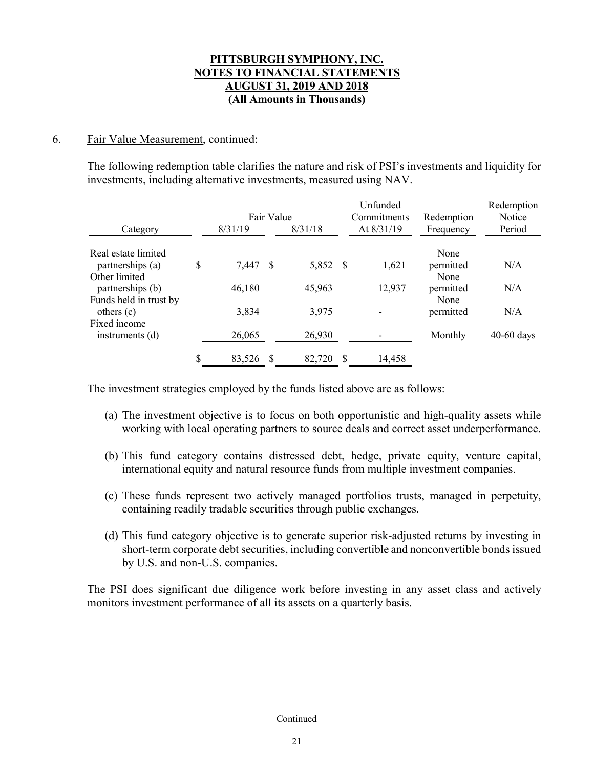# PITTSBURGH SYMPHONY, INC.
## NOTES TO FINANCIAL STATEMENTS
## AUGUST 31, 2019 AND 2018
### (All Amounts in Thousands)

6. Fair Value Measurement, continued:

The following redemption table clarifies the nature and risk of PSI's investments and liquidity for investments, including alternative investments, measured using NAV.

| Category | Fair Value 8/31/19 | Fair Value 8/31/18 | Unfunded Commitments At 8/31/19 | Redemption Frequency | Redemption Notice Period |
|---|---|---|---|---|---|
| Real estate limited partnerships (a) | $ 7,447 | $ 5,852 | $ 1,621 | None permitted | N/A |
| Other limited partnerships (b) | 46,180 | 45,963 | 12,937 | None permitted | N/A |
| Funds held in trust by others (c) | 3,834 | 3,975 | - | None permitted | N/A |
| Fixed income instruments (d) | 26,065 | 26,930 | - | Monthly | 40-60 days |
| | $ 83,526 | $ 82,720 | $ 14,458 | | |

The investment strategies employed by the funds listed above are as follows:

(a) The investment objective is to focus on both opportunistic and high-quality assets while working with local operating partners to source deals and correct asset underperformance.

(b) This fund category contains distressed debt, hedge, private equity, venture capital, international equity and natural resource funds from multiple investment companies.

(c) These funds represent two actively managed portfolios trusts, managed in perpetuity, containing readily tradable securities through public exchanges.

(d) This fund category objective is to generate superior risk-adjusted returns by investing in short-term corporate debt securities, including convertible and nonconvertible bonds issued by U.S. and non-U.S. companies.

The PSI does significant due diligence work before investing in any asset class and actively monitors investment performance of all its assets on a quarterly basis.

Continued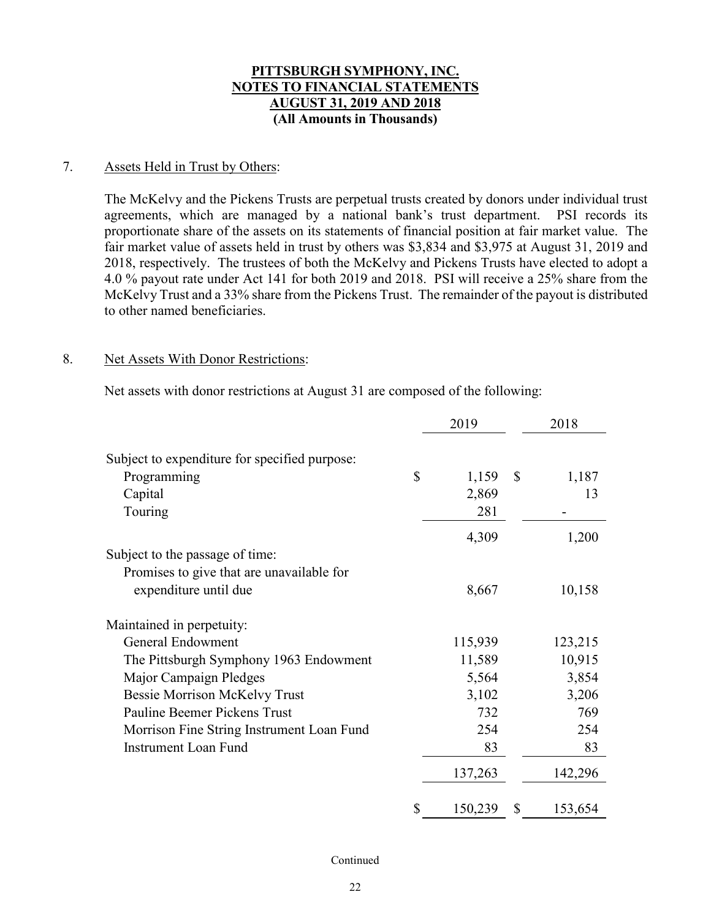**PITTSBURGH SYMPHONY, INC.**
**NOTES TO FINANCIAL STATEMENTS**
**AUGUST 31, 2019 AND 2018**
**(All Amounts in Thousands)**

7. Assets Held in Trust by Others:

The McKelvy and the Pickens Trusts are perpetual trusts created by donors under individual trust agreements, which are managed by a national bank's trust department. PSI records its proportionate share of the assets on its statements of financial position at fair market value. The fair market value of assets held in trust by others was $3,834 and $3,975 at August 31, 2019 and 2018, respectively. The trustees of both the McKelvy and Pickens Trusts have elected to adopt a 4.0 % payout rate under Act 141 for both 2019 and 2018. PSI will receive a 25% share from the McKelvy Trust and a 33% share from the Pickens Trust. The remainder of the payout is distributed to other named beneficiaries.

8. Net Assets With Donor Restrictions:

Net assets with donor restrictions at August 31 are composed of the following:

| | 2019 | 2018 |
|---|---|---|
| Subject to expenditure for specified purpose: | | |
| Programming | $ 1,159 | $ 1,187 |
| Capital | 2,869 | 13 |
| Touring | 281 | - |
| | 4,309 | 1,200 |
| Subject to the passage of time: | | |
| Promises to give that are unavailable for expenditure until due | 8,667 | 10,158 |
| Maintained in perpetuity: | | |
| General Endowment | 115,939 | 123,215 |
| The Pittsburgh Symphony 1963 Endowment | 11,589 | 10,915 |
| Major Campaign Pledges | 5,564 | 3,854 |
| Bessie Morrison McKelvy Trust | 3,102 | 3,206 |
| Pauline Beemer Pickens Trust | 732 | 769 |
| Morrison Fine String Instrument Loan Fund | 254 | 254 |
| Instrument Loan Fund | 83 | 83 |
| | 137,263 | 142,296 |
| | $ 150,239 | $ 153,654 |

Continued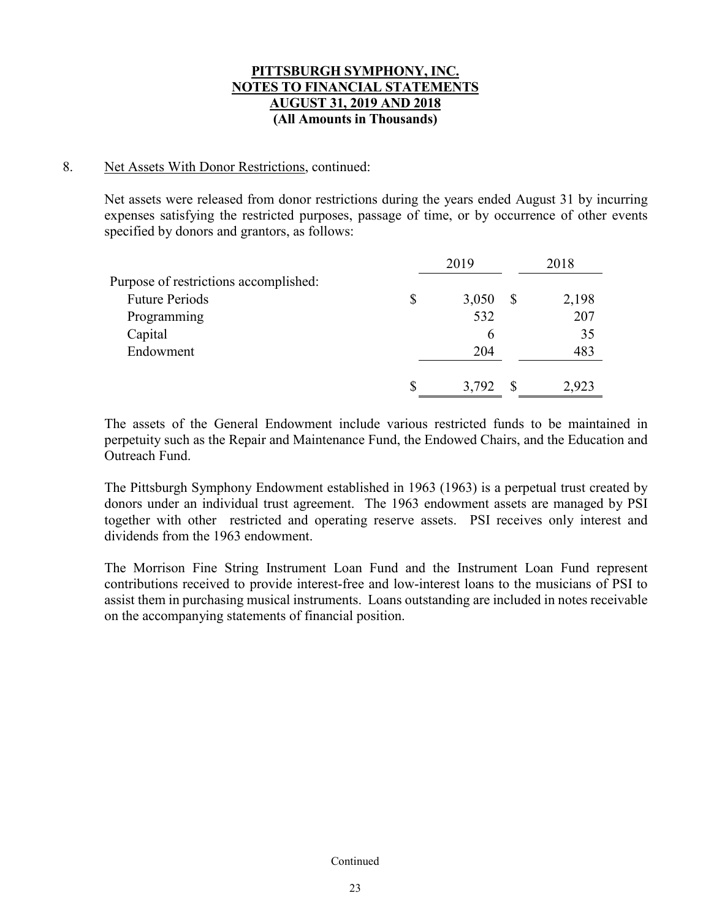**PITTSBURGH SYMPHONY, INC.**
**NOTES TO FINANCIAL STATEMENTS**
**AUGUST 31, 2019 AND 2018**
**(All Amounts in Thousands)**

8. Net Assets With Donor Restrictions, continued:

Net assets were released from donor restrictions during the years ended August 31 by incurring expenses satisfying the restricted purposes, passage of time, or by occurrence of other events specified by donors and grantors, as follows:

| | 2019 | 2018 |
|---|---|---|
| Purpose of restrictions accomplished: | | |
| Future Periods | $ 3,050 | $ 2,198 |
| Programming | 532 | 207 |
| Capital | 6 | 35 |
| Endowment | 204 | 483 |
| | $ 3,792 | $ 2,923 |

The assets of the General Endowment include various restricted funds to be maintained in perpetuity such as the Repair and Maintenance Fund, the Endowed Chairs, and the Education and Outreach Fund.

The Pittsburgh Symphony Endowment established in 1963 (1963) is a perpetual trust created by donors under an individual trust agreement. The 1963 endowment assets are managed by PSI together with other restricted and operating reserve assets. PSI receives only interest and dividends from the 1963 endowment.

The Morrison Fine String Instrument Loan Fund and the Instrument Loan Fund represent contributions received to provide interest-free and low-interest loans to the musicians of PSI to assist them in purchasing musical instruments. Loans outstanding are included in notes receivable on the accompanying statements of financial position.

Continued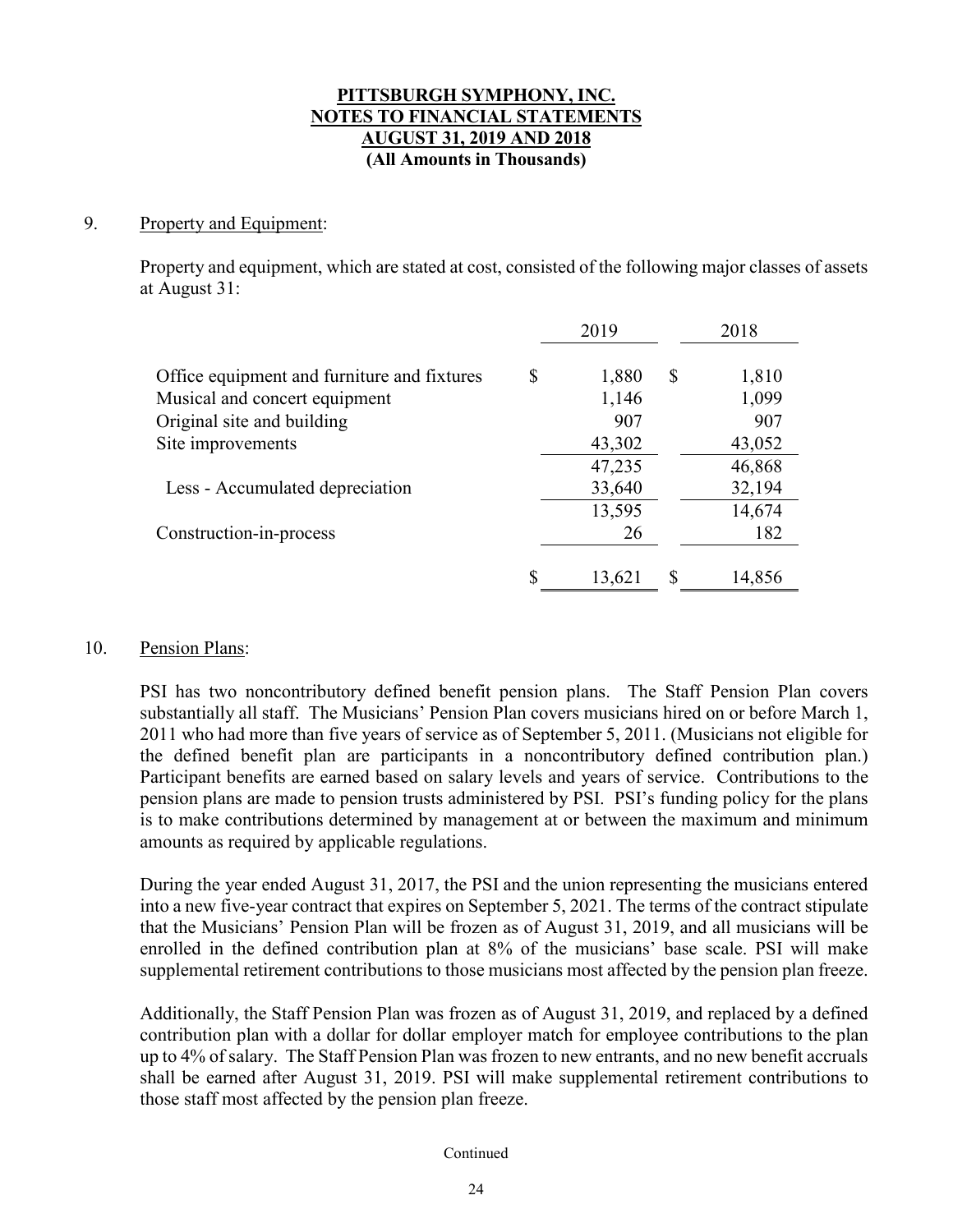**PITTSBURGH SYMPHONY, INC.**
**NOTES TO FINANCIAL STATEMENTS**
**AUGUST 31, 2019 AND 2018**
**(All Amounts in Thousands)**

9. Property and Equipment:

Property and equipment, which are stated at cost, consisted of the following major classes of assets at August 31:

| | 2019 | 2018 |
|---|---|---|
| Office equipment and furniture and fixtures | $ 1,880 | $ 1,810 |
| Musical and concert equipment | 1,146 | 1,099 |
| Original site and building | 907 | 907 |
| Site improvements | 43,302 | 43,052 |
| | 47,235 | 46,868 |
| Less - Accumulated depreciation | 33,640 | 32,194 |
| | 13,595 | 14,674 |
| Construction-in-process | 26 | 182 |
| | $ 13,621 | $ 14,856 |

10. Pension Plans:

PSI has two noncontributory defined benefit pension plans. The Staff Pension Plan covers substantially all staff. The Musicians' Pension Plan covers musicians hired on or before March 1, 2011 who had more than five years of service as of September 5, 2011. (Musicians not eligible for the defined benefit plan are participants in a noncontributory defined contribution plan.) Participant benefits are earned based on salary levels and years of service. Contributions to the pension plans are made to pension trusts administered by PSI. PSI's funding policy for the plans is to make contributions determined by management at or between the maximum and minimum amounts as required by applicable regulations.

During the year ended August 31, 2017, the PSI and the union representing the musicians entered into a new five-year contract that expires on September 5, 2021. The terms of the contract stipulate that the Musicians' Pension Plan will be frozen as of August 31, 2019, and all musicians will be enrolled in the defined contribution plan at 8% of the musicians' base scale. PSI will make supplemental retirement contributions to those musicians most affected by the pension plan freeze.

Additionally, the Staff Pension Plan was frozen as of August 31, 2019, and replaced by a defined contribution plan with a dollar for dollar employer match for employee contributions to the plan up to 4% of salary. The Staff Pension Plan was frozen to new entrants, and no new benefit accruals shall be earned after August 31, 2019. PSI will make supplemental retirement contributions to those staff most affected by the pension plan freeze.

Continued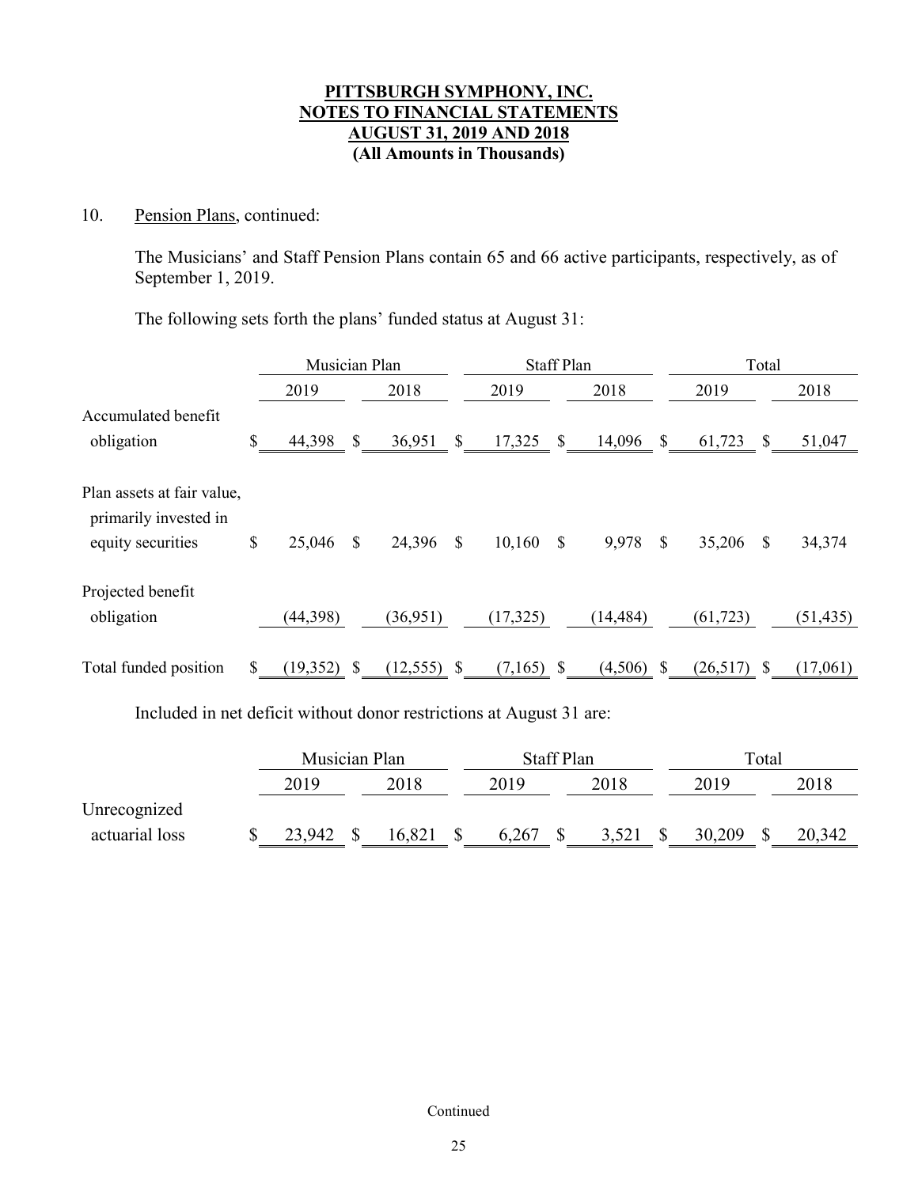**PITTSBURGH SYMPHONY, INC.**
**NOTES TO FINANCIAL STATEMENTS**
**AUGUST 31, 2019 AND 2018**
**(All Amounts in Thousands)**

10. Pension Plans, continued:

The Musicians' and Staff Pension Plans contain 65 and 66 active participants, respectively, as of September 1, 2019.

The following sets forth the plans' funded status at August 31:

| | Musician Plan | | Staff Plan | | Total | |
|---|---|---|---|---|---|---|
| | 2019 | 2018 | 2019 | 2018 | 2019 | 2018 |
| Accumulated benefit obligation | $ 44,398 | $ 36,951 | $ 17,325 | $ 14,096 | $ 61,723 | $ 51,047 |
| Plan assets at fair value, primarily invested in equity securities | $ 25,046 | $ 24,396 | $ 10,160 | $ 9,978 | $ 35,206 | $ 34,374 |
| Projected benefit obligation | (44,398) | (36,951) | (17,325) | (14,484) | (61,723) | (51,435) |
| Total funded position | $ (19,352) | $ (12,555) | $ (7,165) | $ (4,506) | $ (26,517) | $ (17,061) |

Included in net deficit without donor restrictions at August 31 are:

| | Musician Plan | | Staff Plan | | Total | |
|---|---|---|---|---|---|---|
| | 2019 | 2018 | 2019 | 2018 | 2019 | 2018 |
| Unrecognized actuarial loss | $ 23,942 | $ 16,821 | $ 6,267 | $ 3,521 | $ 30,209 | $ 20,342 |

Continued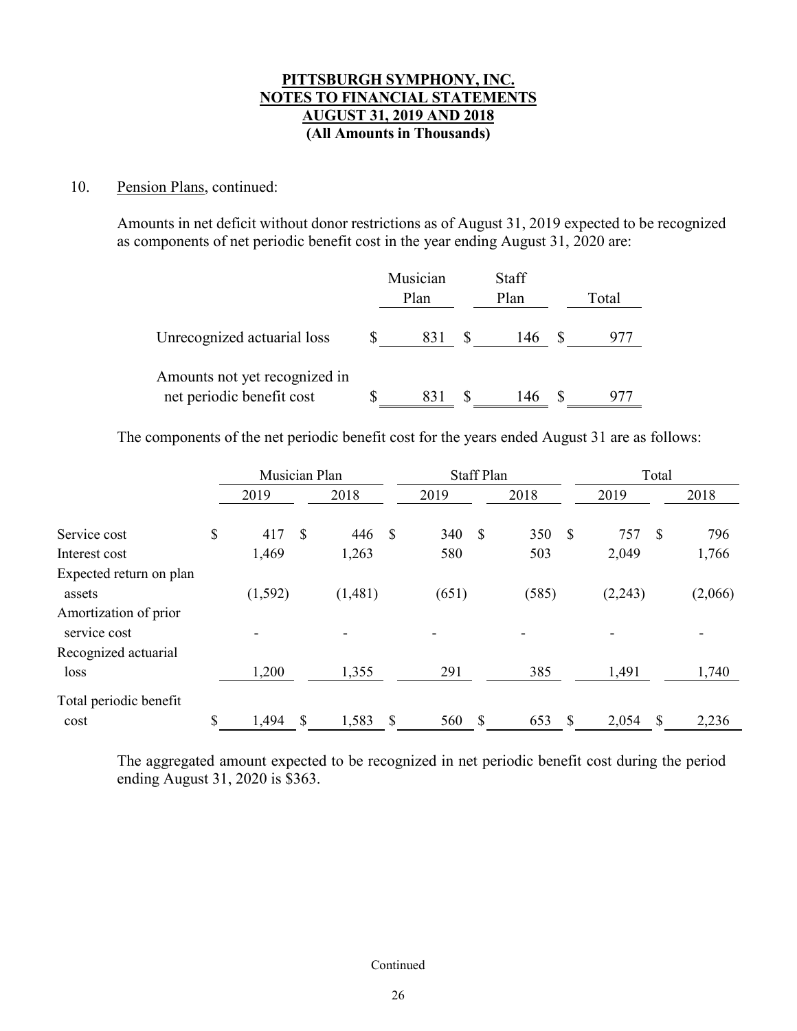**PITTSBURGH SYMPHONY, INC.**
**NOTES TO FINANCIAL STATEMENTS**
**AUGUST 31, 2019 AND 2018**
**(All Amounts in Thousands)**

10. Pension Plans, continued:

Amounts in net deficit without donor restrictions as of August 31, 2019 expected to be recognized as components of net periodic benefit cost in the year ending August 31, 2020 are:

| | Musician Plan | Staff Plan | Total |
|---|---|---|---|
| Unrecognized actuarial loss | $ 831 | $ 146 | $ 977 |
| Amounts not yet recognized in net periodic benefit cost | $ 831 | $ 146 | $ 977 |

The components of the net periodic benefit cost for the years ended August 31 are as follows:

| | Musician Plan | | Staff Plan | | Total | |
|---|---|---|---|---|---|---|
| | 2019 | 2018 | 2019 | 2018 | 2019 | 2018 |
| Service cost | $ 417 | $ 446 | $ 340 | $ 350 | $ 757 | $ 796 |
| Interest cost | 1,469 | 1,263 | 580 | 503 | 2,049 | 1,766 |
| Expected return on plan assets | (1,592) | (1,481) | (651) | (585) | (2,243) | (2,066) |
| Amortization of prior service cost | - | - | - | - | - | - |
| Recognized actuarial loss | 1,200 | 1,355 | 291 | 385 | 1,491 | 1,740 |
| Total periodic benefit cost | $ 1,494 | $ 1,583 | $ 560 | $ 653 | $ 2,054 | $ 2,236 |

The aggregated amount expected to be recognized in net periodic benefit cost during the period ending August 31, 2020 is $363.

Continued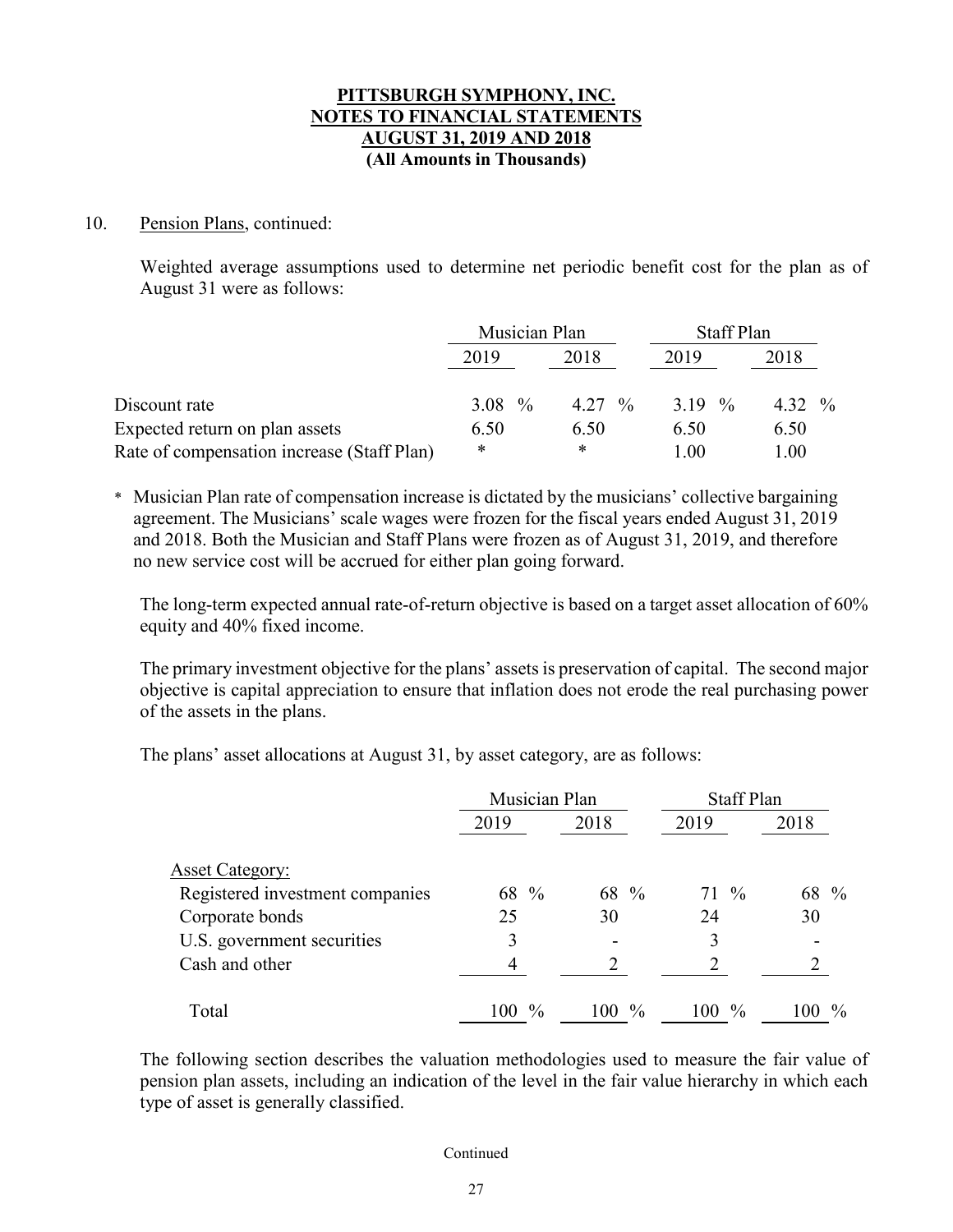# PITTSBURGH SYMPHONY, INC.
## NOTES TO FINANCIAL STATEMENTS
## AUGUST 31, 2019 AND 2018
## (All Amounts in Thousands)

10. Pension Plans, continued:

Weighted average assumptions used to determine net periodic benefit cost for the plan as of August 31 were as follows:

| | Musician Plan | | Staff Plan | |
|---|---|---|---|---|
| | 2019 | 2018 | 2019 | 2018 |
| Discount rate | 3.08 % | 4.27 % | 3.19 % | 4.32 % |
| Expected return on plan assets | 6.50 | 6.50 | 6.50 | 6.50 |
| Rate of compensation increase (Staff Plan) | * | * | 1.00 | 1.00 |

\* Musician Plan rate of compensation increase is dictated by the musicians' collective bargaining agreement. The Musicians' scale wages were frozen for the fiscal years ended August 31, 2019 and 2018. Both the Musician and Staff Plans were frozen as of August 31, 2019, and therefore no new service cost will be accrued for either plan going forward.

The long-term expected annual rate-of-return objective is based on a target asset allocation of 60% equity and 40% fixed income.

The primary investment objective for the plans' assets is preservation of capital. The second major objective is capital appreciation to ensure that inflation does not erode the real purchasing power of the assets in the plans.

The plans' asset allocations at August 31, by asset category, are as follows:

| | Musician Plan | | Staff Plan | |
|---|---|---|---|---|
| | 2019 | 2018 | 2019 | 2018 |
| Asset Category: | | | | |
| Registered investment companies | 68 % | 68 % | 71 % | 68 % |
| Corporate bonds | 25 | 30 | 24 | 30 |
| U.S. government securities | 3 | - | 3 | - |
| Cash and other | 4 | 2 | 2 | 2 |
| Total | 100 % | 100 % | 100 % | 100 % |

The following section describes the valuation methodologies used to measure the fair value of pension plan assets, including an indication of the level in the fair value hierarchy in which each type of asset is generally classified.

Continued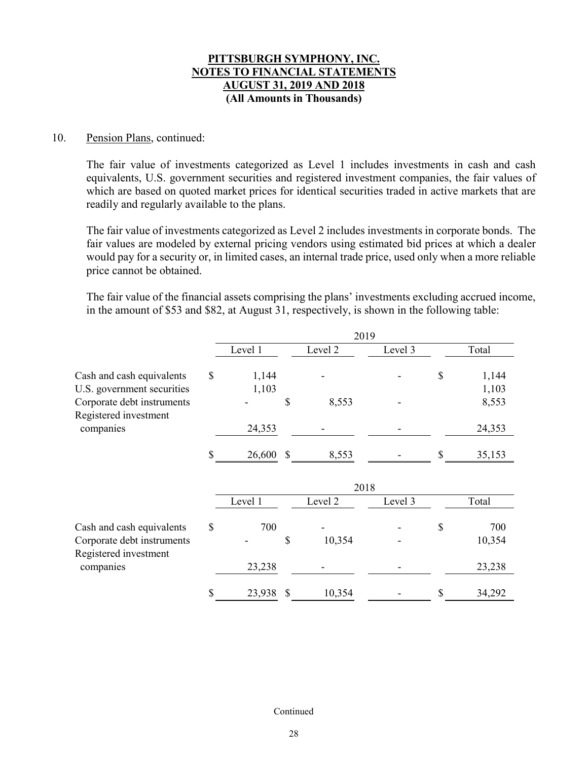**PITTSBURGH SYMPHONY, INC.**
**NOTES TO FINANCIAL STATEMENTS**
**AUGUST 31, 2019 AND 2018**
**(All Amounts in Thousands)**

10. Pension Plans, continued:

The fair value of investments categorized as Level 1 includes investments in cash and cash equivalents, U.S. government securities and registered investment companies, the fair values of which are based on quoted market prices for identical securities traded in active markets that are readily and regularly available to the plans.

The fair value of investments categorized as Level 2 includes investments in corporate bonds. The fair values are modeled by external pricing vendors using estimated bid prices at which a dealer would pay for a security or, in limited cases, an internal trade price, used only when a more reliable price cannot be obtained.

The fair value of the financial assets comprising the plans' investments excluding accrued income, in the amount of $53 and $82, at August 31, respectively, is shown in the following table:

| | 2019 | | | |
|---|---|---|---|---|
| | Level 1 | Level 2 | Level 3 | Total |
| Cash and cash equivalents | $ 1,144 | - | - | $ 1,144 |
| U.S. government securities | 1,103 | | | 1,103 |
| Corporate debt instruments | - | $ 8,553 | - | 8,553 |
| Registered investment companies | 24,353 | - | - | 24,353 |
| | $ 26,600 | $ 8,553 | - | $ 35,153 |

| | 2018 | | | |
|---|---|---|---|---|
| | Level 1 | Level 2 | Level 3 | Total |
| Cash and cash equivalents | $ 700 | - | - | $ 700 |
| Corporate debt instruments | - | $ 10,354 | - | 10,354 |
| Registered investment companies | 23,238 | - | - | 23,238 |
| | $ 23,938 | $ 10,354 | - | $ 34,292 |

Continued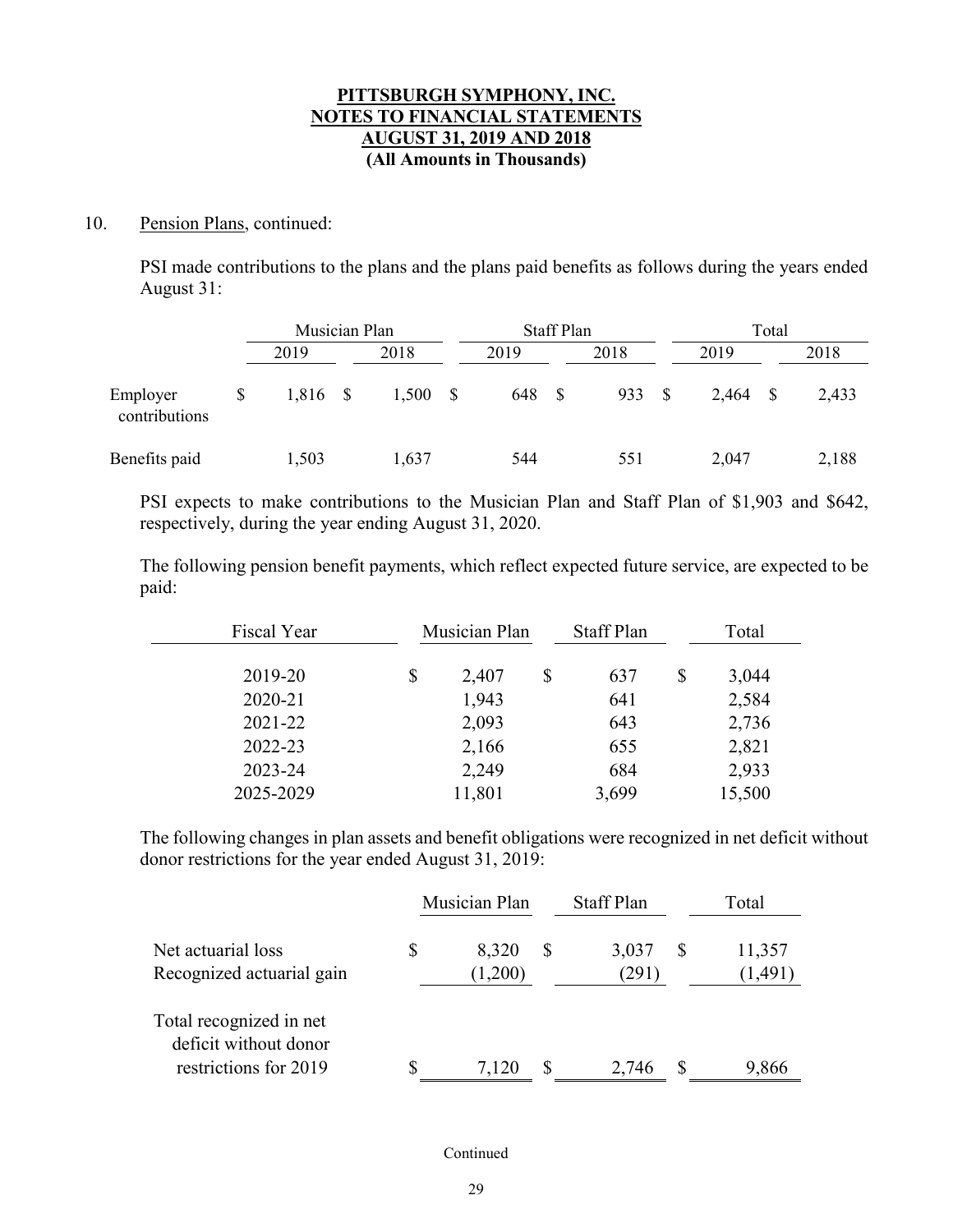**PITTSBURGH SYMPHONY, INC.**
**NOTES TO FINANCIAL STATEMENTS**
**AUGUST 31, 2019 AND 2018**
**(All Amounts in Thousands)**

10. Pension Plans, continued:

PSI made contributions to the plans and the plans paid benefits as follows during the years ended August 31:

| | Musician Plan | | Staff Plan | | Total | |
|---|---|---|---|---|---|---|
| | 2019 | 2018 | 2019 | 2018 | 2019 | 2018 |
| Employer contributions | $ 1,816 | $ 1,500 | $ 648 | $ 933 | $ 2,464 | $ 2,433 |
| Benefits paid | 1,503 | 1,637 | 544 | 551 | 2,047 | 2,188 |

PSI expects to make contributions to the Musician Plan and Staff Plan of $1,903 and $642, respectively, during the year ending August 31, 2020.

The following pension benefit payments, which reflect expected future service, are expected to be paid:

| Fiscal Year | Musician Plan | Staff Plan | Total |
|---|---|---|---|
| 2019-20 | $ 2,407 | $ 637 | $ 3,044 |
| 2020-21 | 1,943 | 641 | 2,584 |
| 2021-22 | 2,093 | 643 | 2,736 |
| 2022-23 | 2,166 | 655 | 2,821 |
| 2023-24 | 2,249 | 684 | 2,933 |
| 2025-2029 | 11,801 | 3,699 | 15,500 |

The following changes in plan assets and benefit obligations were recognized in net deficit without donor restrictions for the year ended August 31, 2019:

| | Musician Plan | Staff Plan | Total |
|---|---|---|---|
| Net actuarial loss | $ 8,320 | $ 3,037 | $ 11,357 |
| Recognized actuarial gain | (1,200) | (291) | (1,491) |
| Total recognized in net deficit without donor restrictions for 2019 | $ 7,120 | $ 2,746 | $ 9,866 |

Continued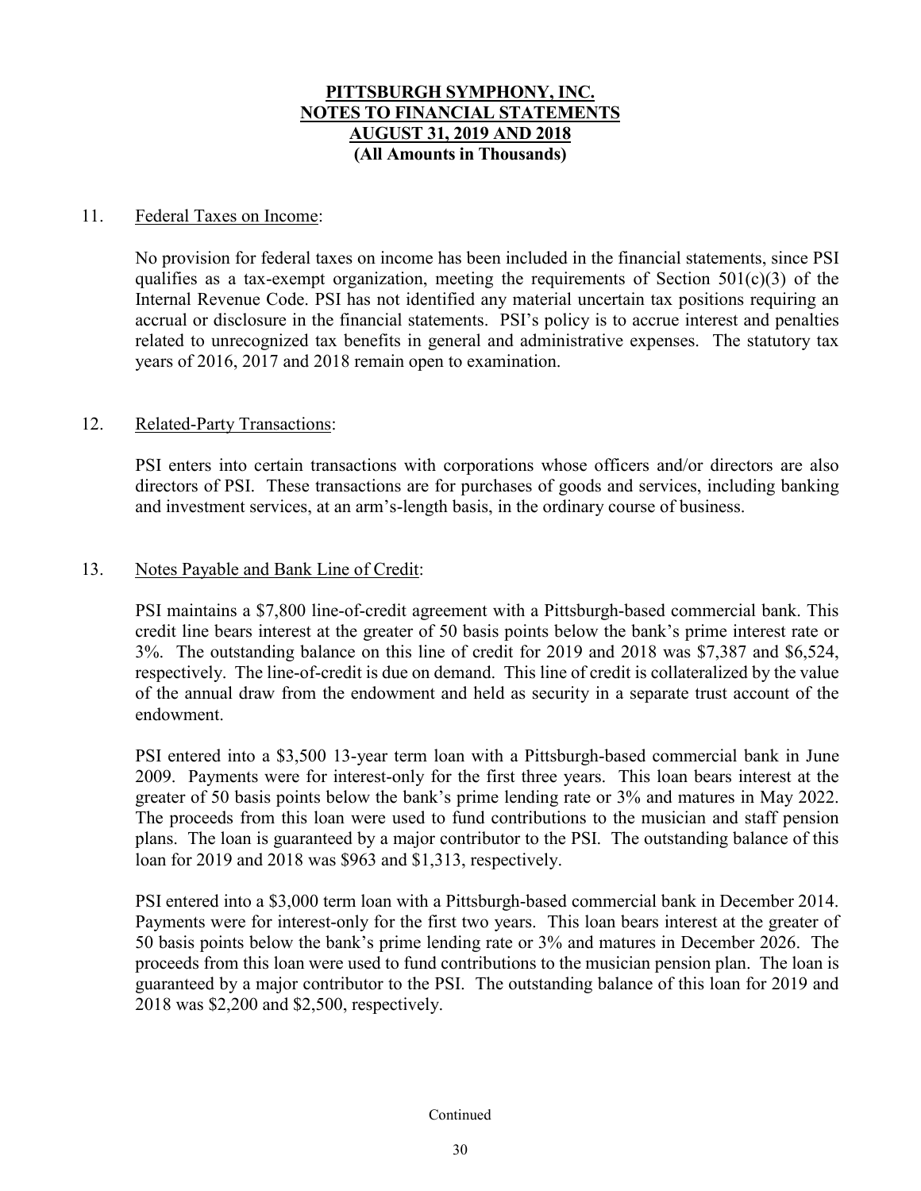**PITTSBURGH SYMPHONY, INC.**
**NOTES TO FINANCIAL STATEMENTS**
**AUGUST 31, 2019 AND 2018**
**(All Amounts in Thousands)**

11. Federal Taxes on Income:

No provision for federal taxes on income has been included in the financial statements, since PSI qualifies as a tax-exempt organization, meeting the requirements of Section 501(c)(3) of the Internal Revenue Code. PSI has not identified any material uncertain tax positions requiring an accrual or disclosure in the financial statements. PSI's policy is to accrue interest and penalties related to unrecognized tax benefits in general and administrative expenses. The statutory tax years of 2016, 2017 and 2018 remain open to examination.

12. Related-Party Transactions:

PSI enters into certain transactions with corporations whose officers and/or directors are also directors of PSI. These transactions are for purchases of goods and services, including banking and investment services, at an arm's-length basis, in the ordinary course of business.

13. Notes Payable and Bank Line of Credit:

PSI maintains a $7,800 line-of-credit agreement with a Pittsburgh-based commercial bank. This credit line bears interest at the greater of 50 basis points below the bank's prime interest rate or 3%. The outstanding balance on this line of credit for 2019 and 2018 was $7,387 and $6,524, respectively. The line-of-credit is due on demand. This line of credit is collateralized by the value of the annual draw from the endowment and held as security in a separate trust account of the endowment.

PSI entered into a $3,500 13-year term loan with a Pittsburgh-based commercial bank in June 2009. Payments were for interest-only for the first three years. This loan bears interest at the greater of 50 basis points below the bank's prime lending rate or 3% and matures in May 2022. The proceeds from this loan were used to fund contributions to the musician and staff pension plans. The loan is guaranteed by a major contributor to the PSI. The outstanding balance of this loan for 2019 and 2018 was $963 and $1,313, respectively.

PSI entered into a $3,000 term loan with a Pittsburgh-based commercial bank in December 2014. Payments were for interest-only for the first two years. This loan bears interest at the greater of 50 basis points below the bank's prime lending rate or 3% and matures in December 2026. The proceeds from this loan were used to fund contributions to the musician pension plan. The loan is guaranteed by a major contributor to the PSI. The outstanding balance of this loan for 2019 and 2018 was $2,200 and $2,500, respectively.

Continued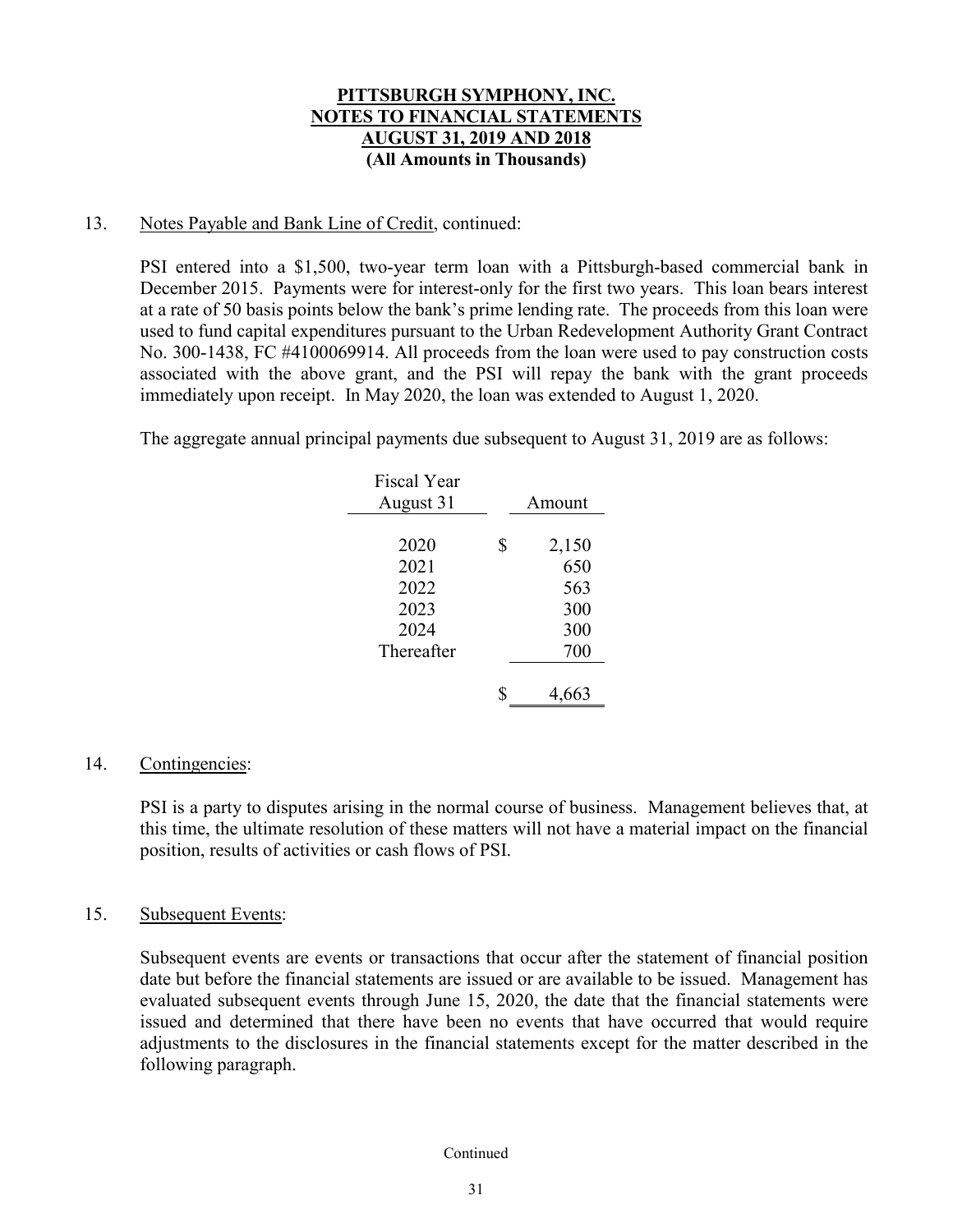**PITTSBURGH SYMPHONY, INC.**
**NOTES TO FINANCIAL STATEMENTS**
**AUGUST 31, 2019 AND 2018**
**(All Amounts in Thousands)**

13. Notes Payable and Bank Line of Credit, continued:

PSI entered into a $1,500, two-year term loan with a Pittsburgh-based commercial bank in December 2015. Payments were for interest-only for the first two years. This loan bears interest at a rate of 50 basis points below the bank's prime lending rate. The proceeds from this loan were used to fund capital expenditures pursuant to the Urban Redevelopment Authority Grant Contract No. 300-1438, FC #4100069914. All proceeds from the loan were used to pay construction costs associated with the above grant, and the PSI will repay the bank with the grant proceeds immediately upon receipt. In May 2020, the loan was extended to August 1, 2020.

The aggregate annual principal payments due subsequent to August 31, 2019 are as follows:

| Fiscal Year August 31 | Amount |
|---|---|
| 2020 | $ 2,150 |
| 2021 | 650 |
| 2022 | 563 |
| 2023 | 300 |
| 2024 | 300 |
| Thereafter | 700 |
| | $ 4,663 |

14. Contingencies:

PSI is a party to disputes arising in the normal course of business. Management believes that, at this time, the ultimate resolution of these matters will not have a material impact on the financial position, results of activities or cash flows of PSI.

15. Subsequent Events:

Subsequent events are events or transactions that occur after the statement of financial position date but before the financial statements are issued or are available to be issued. Management has evaluated subsequent events through June 15, 2020, the date that the financial statements were issued and determined that there have been no events that have occurred that would require adjustments to the disclosures in the financial statements except for the matter described in the following paragraph.

Continued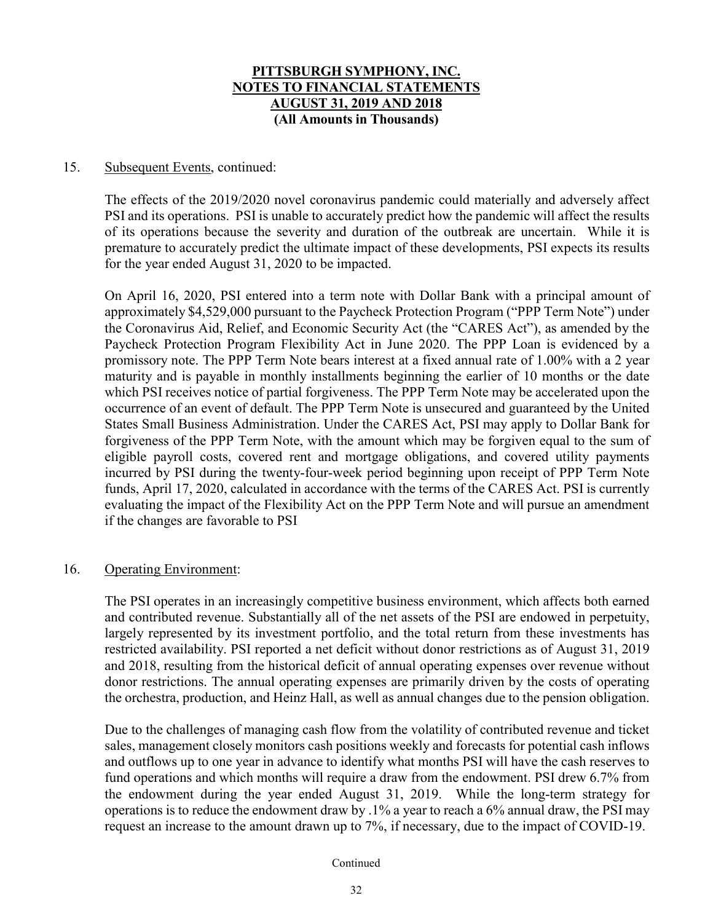# PITTSBURGH SYMPHONY, INC.
# NOTES TO FINANCIAL STATEMENTS
# AUGUST 31, 2019 AND 2018
**(All Amounts in Thousands)**

15. Subsequent Events, continued:

The effects of the 2019/2020 novel coronavirus pandemic could materially and adversely affect PSI and its operations. PSI is unable to accurately predict how the pandemic will affect the results of its operations because the severity and duration of the outbreak are uncertain. While it is premature to accurately predict the ultimate impact of these developments, PSI expects its results for the year ended August 31, 2020 to be impacted.

On April 16, 2020, PSI entered into a term note with Dollar Bank with a principal amount of approximately $4,529,000 pursuant to the Paycheck Protection Program ("PPP Term Note") under the Coronavirus Aid, Relief, and Economic Security Act (the "CARES Act"), as amended by the Paycheck Protection Program Flexibility Act in June 2020. The PPP Loan is evidenced by a promissory note. The PPP Term Note bears interest at a fixed annual rate of 1.00% with a 2 year maturity and is payable in monthly installments beginning the earlier of 10 months or the date which PSI receives notice of partial forgiveness. The PPP Term Note may be accelerated upon the occurrence of an event of default. The PPP Term Note is unsecured and guaranteed by the United States Small Business Administration. Under the CARES Act, PSI may apply to Dollar Bank for forgiveness of the PPP Term Note, with the amount which may be forgiven equal to the sum of eligible payroll costs, covered rent and mortgage obligations, and covered utility payments incurred by PSI during the twenty-four-week period beginning upon receipt of PPP Term Note funds, April 17, 2020, calculated in accordance with the terms of the CARES Act. PSI is currently evaluating the impact of the Flexibility Act on the PPP Term Note and will pursue an amendment if the changes are favorable to PSI

16. Operating Environment:

The PSI operates in an increasingly competitive business environment, which affects both earned and contributed revenue. Substantially all of the net assets of the PSI are endowed in perpetuity, largely represented by its investment portfolio, and the total return from these investments has restricted availability. PSI reported a net deficit without donor restrictions as of August 31, 2019 and 2018, resulting from the historical deficit of annual operating expenses over revenue without donor restrictions. The annual operating expenses are primarily driven by the costs of operating the orchestra, production, and Heinz Hall, as well as annual changes due to the pension obligation.

Due to the challenges of managing cash flow from the volatility of contributed revenue and ticket sales, management closely monitors cash positions weekly and forecasts for potential cash inflows and outflows up to one year in advance to identify what months PSI will have the cash reserves to fund operations and which months will require a draw from the endowment. PSI drew 6.7% from the endowment during the year ended August 31, 2019. While the long-term strategy for operations is to reduce the endowment draw by .1% a year to reach a 6% annual draw, the PSI may request an increase to the amount drawn up to 7%, if necessary, due to the impact of COVID-19.

Continued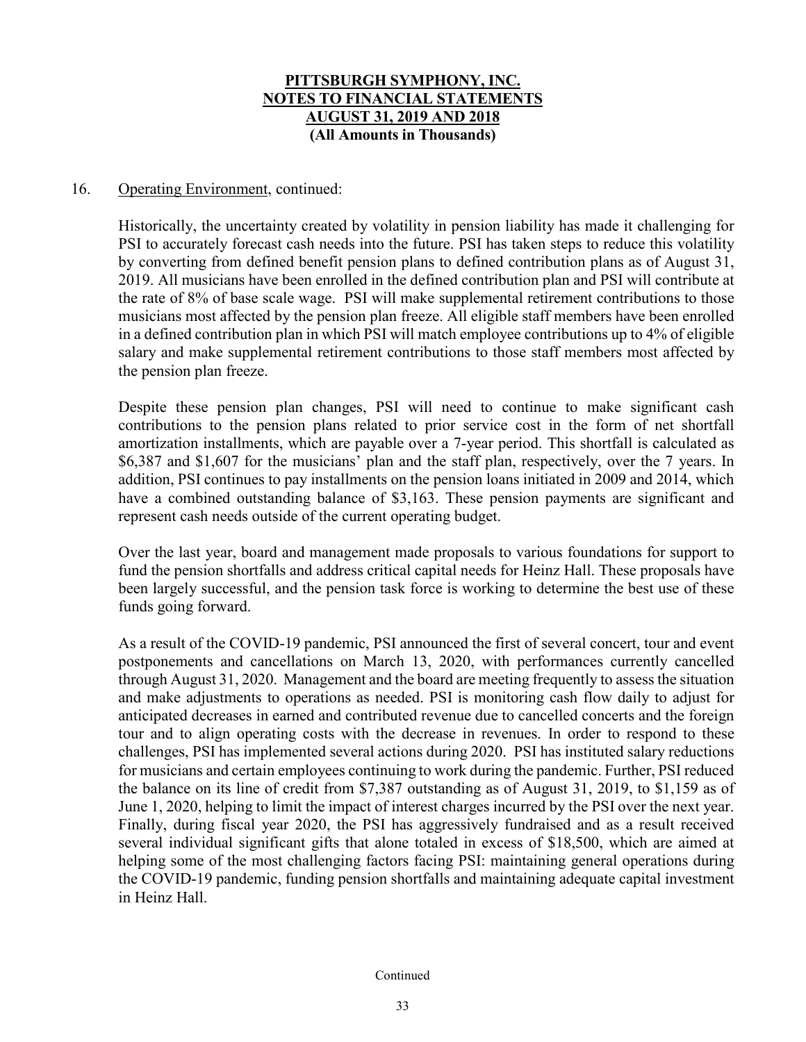# PITTSBURGH SYMPHONY, INC.
# NOTES TO FINANCIAL STATEMENTS
# AUGUST 31, 2019 AND 2018
**(All Amounts in Thousands)**

16. Operating Environment, continued:

Historically, the uncertainty created by volatility in pension liability has made it challenging for PSI to accurately forecast cash needs into the future. PSI has taken steps to reduce this volatility by converting from defined benefit pension plans to defined contribution plans as of August 31, 2019. All musicians have been enrolled in the defined contribution plan and PSI will contribute at the rate of 8% of base scale wage. PSI will make supplemental retirement contributions to those musicians most affected by the pension plan freeze. All eligible staff members have been enrolled in a defined contribution plan in which PSI will match employee contributions up to 4% of eligible salary and make supplemental retirement contributions to those staff members most affected by the pension plan freeze.

Despite these pension plan changes, PSI will need to continue to make significant cash contributions to the pension plans related to prior service cost in the form of net shortfall amortization installments, which are payable over a 7-year period. This shortfall is calculated as $6,387 and $1,607 for the musicians' plan and the staff plan, respectively, over the 7 years. In addition, PSI continues to pay installments on the pension loans initiated in 2009 and 2014, which have a combined outstanding balance of $3,163. These pension payments are significant and represent cash needs outside of the current operating budget.

Over the last year, board and management made proposals to various foundations for support to fund the pension shortfalls and address critical capital needs for Heinz Hall. These proposals have been largely successful, and the pension task force is working to determine the best use of these funds going forward.

As a result of the COVID-19 pandemic, PSI announced the first of several concert, tour and event postponements and cancellations on March 13, 2020, with performances currently cancelled through August 31, 2020. Management and the board are meeting frequently to assess the situation and make adjustments to operations as needed. PSI is monitoring cash flow daily to adjust for anticipated decreases in earned and contributed revenue due to cancelled concerts and the foreign tour and to align operating costs with the decrease in revenues. In order to respond to these challenges, PSI has implemented several actions during 2020. PSI has instituted salary reductions for musicians and certain employees continuing to work during the pandemic. Further, PSI reduced the balance on its line of credit from $7,387 outstanding as of August 31, 2019, to $1,159 as of June 1, 2020, helping to limit the impact of interest charges incurred by the PSI over the next year. Finally, during fiscal year 2020, the PSI has aggressively fundraised and as a result received several individual significant gifts that alone totaled in excess of $18,500, which are aimed at helping some of the most challenging factors facing PSI: maintaining general operations during the COVID-19 pandemic, funding pension shortfalls and maintaining adequate capital investment in Heinz Hall.

Continued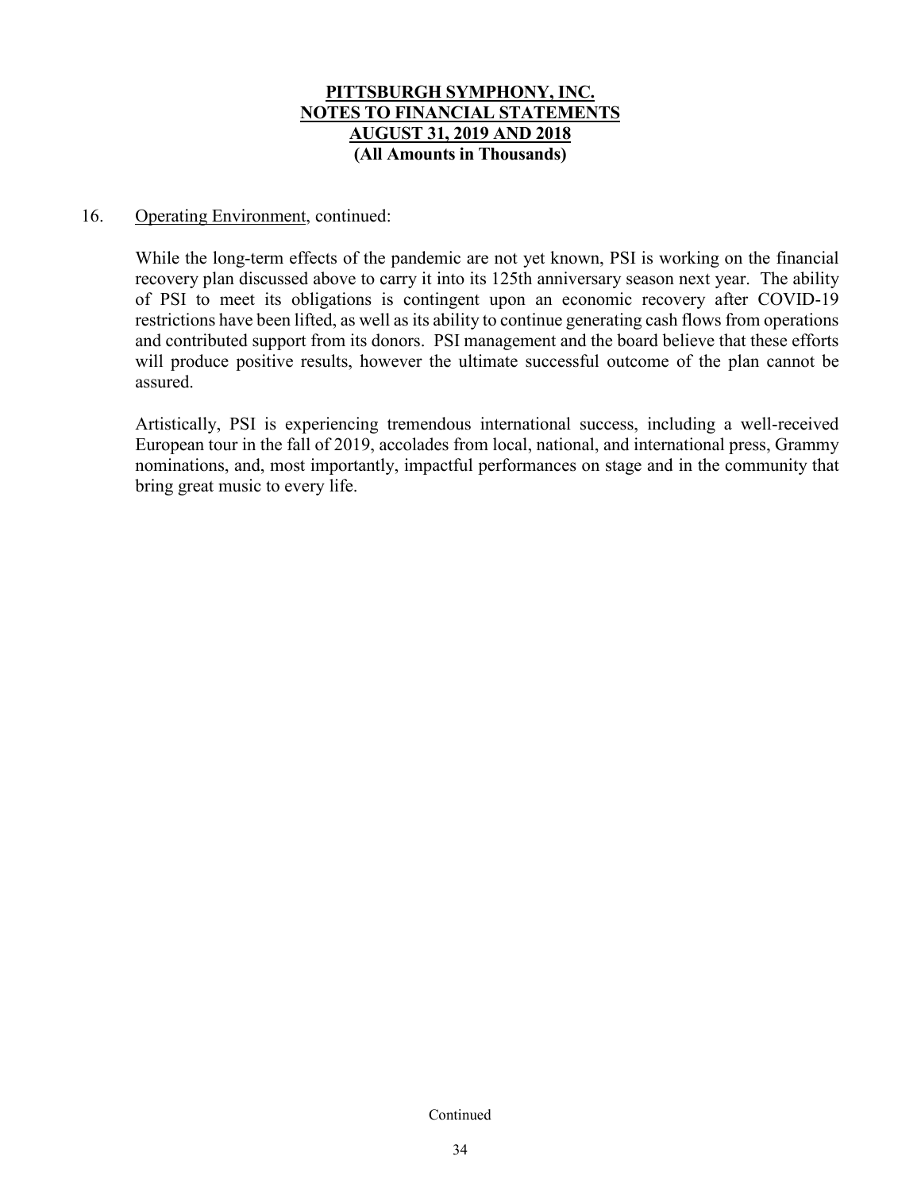16. Operating Environment, continued:

While the long-term effects of the pandemic are not yet known, PSI is working on the financial recovery plan discussed above to carry it into its 125th anniversary season next year. The ability of PSI to meet its obligations is contingent upon an economic recovery after COVID-19 restrictions have been lifted, as well as its ability to continue generating cash flows from operations and contributed support from its donors. PSI management and the board believe that these efforts will produce positive results, however the ultimate successful outcome of the plan cannot be assured.

Artistically, PSI is experiencing tremendous international success, including a well-received European tour in the fall of 2019, accolades from local, national, and international press, Grammy nominations, and, most importantly, impactful performances on stage and in the community that bring great music to every life.